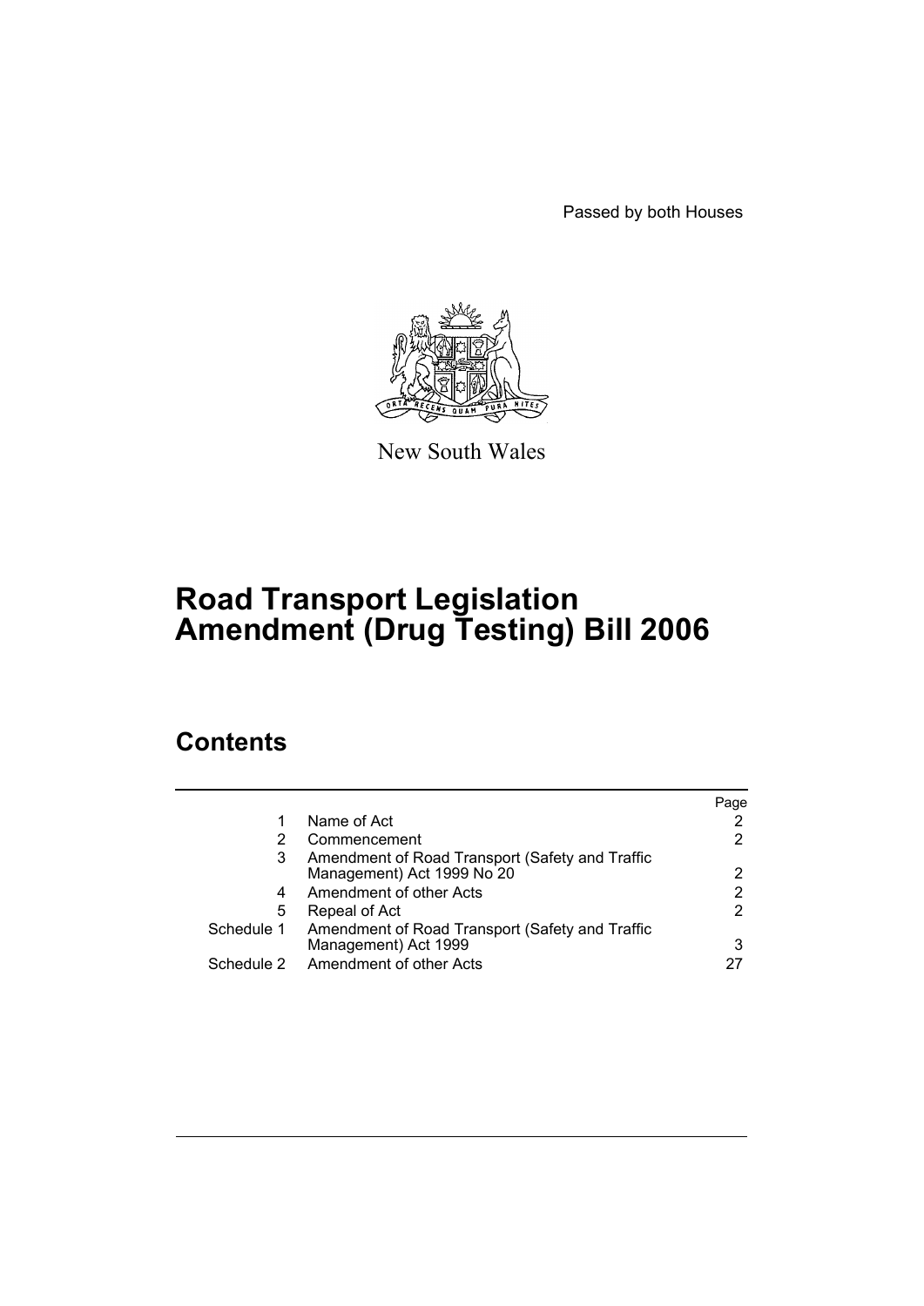Passed by both Houses

New South Wales

# Road Transport Legislation Amendment (Drug Testing) Bill 2006

## Contents

| | | Page |
|---|---|---|
| 1 | Name of Act | 2 |
| 2 | Commencement | 2 |
| 3 | Amendment of Road Transport (Safety and Traffic Management) Act 1999 No 20 | 2 |
| 4 | Amendment of other Acts | 2 |
| 5 | Repeal of Act | 2 |
| Schedule 1 | Amendment of Road Transport (Safety and Traffic Management) Act 1999 | 3 |
| Schedule 2 | Amendment of other Acts | 27 |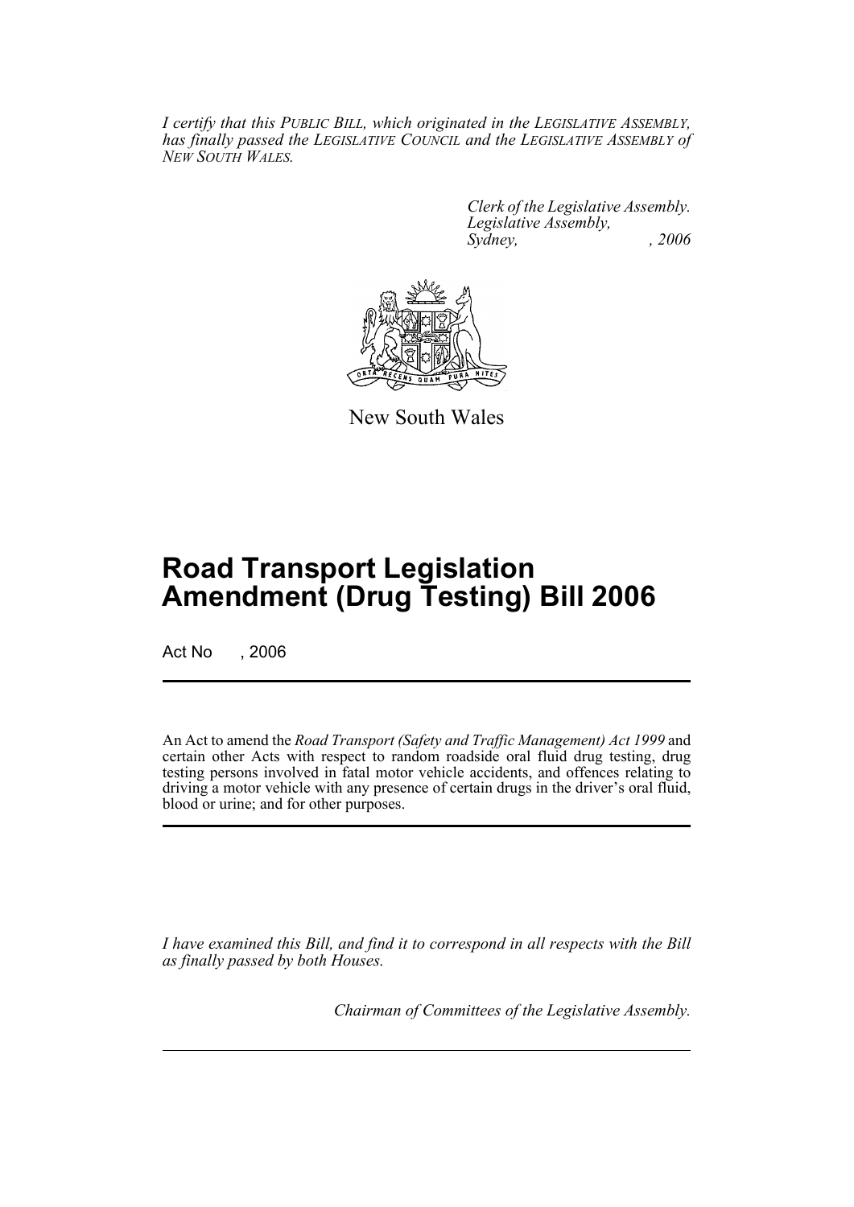*I certify that this PUBLIC BILL, which originated in the LEGISLATIVE ASSEMBLY, has finally passed the LEGISLATIVE COUNCIL and the LEGISLATIVE ASSEMBLY of NEW SOUTH WALES.*

*Clerk of the Legislative Assembly.*
*Legislative Assembly,*
*Sydney, , 2006*

New South Wales

# Road Transport Legislation Amendment (Drug Testing) Bill 2006

Act No , 2006

An Act to amend the *Road Transport (Safety and Traffic Management) Act 1999* and certain other Acts with respect to random roadside oral fluid drug testing, drug testing persons involved in fatal motor vehicle accidents, and offences relating to driving a motor vehicle with any presence of certain drugs in the driver's oral fluid, blood or urine; and for other purposes.

*I have examined this Bill, and find it to correspond in all respects with the Bill as finally passed by both Houses.*

*Chairman of Committees of the Legislative Assembly.*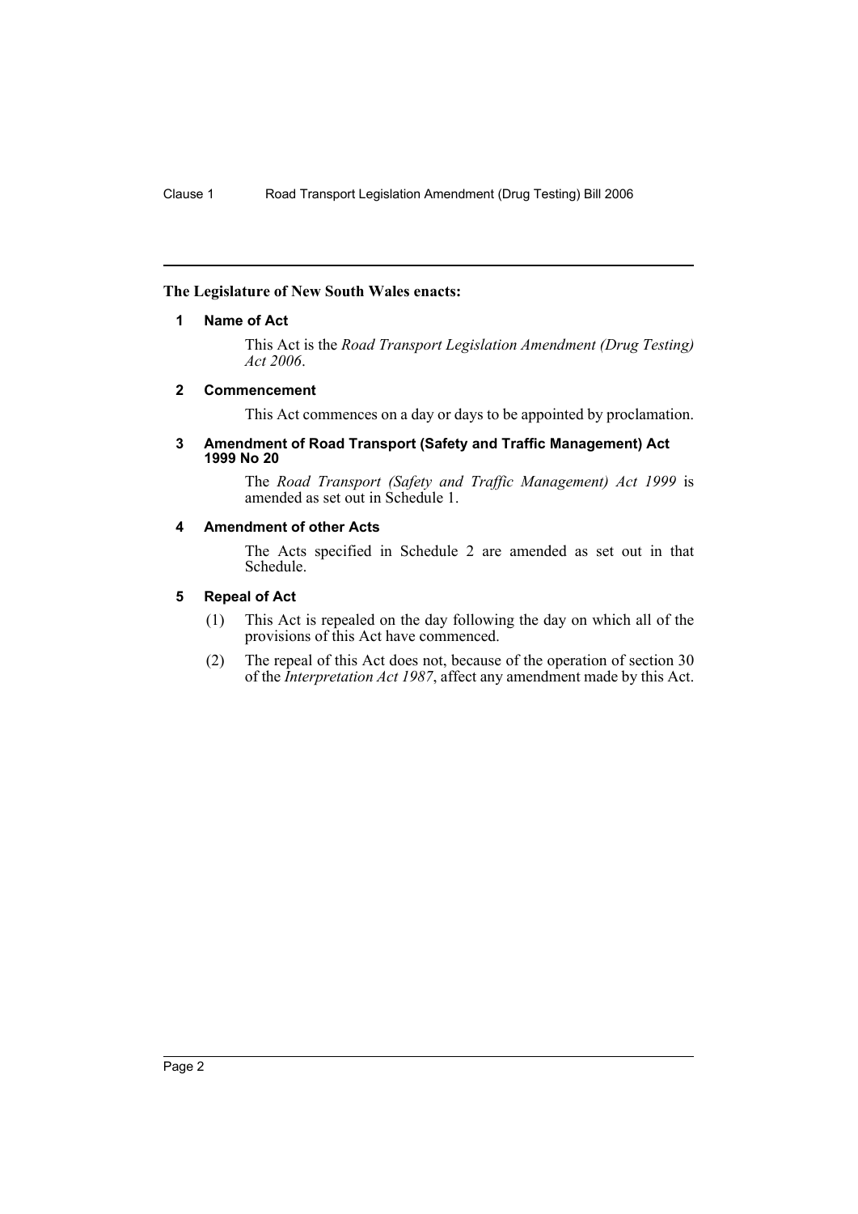**The Legislature of New South Wales enacts:**

### 1 Name of Act

This Act is the *Road Transport Legislation Amendment (Drug Testing) Act 2006*.

### 2 Commencement

This Act commences on a day or days to be appointed by proclamation.

### 3 Amendment of Road Transport (Safety and Traffic Management) Act 1999 No 20

The *Road Transport (Safety and Traffic Management) Act 1999* is amended as set out in Schedule 1.

### 4 Amendment of other Acts

The Acts specified in Schedule 2 are amended as set out in that Schedule.

### 5 Repeal of Act

(1) This Act is repealed on the day following the day on which all of the provisions of this Act have commenced.

(2) The repeal of this Act does not, because of the operation of section 30 of the *Interpretation Act 1987*, affect any amendment made by this Act.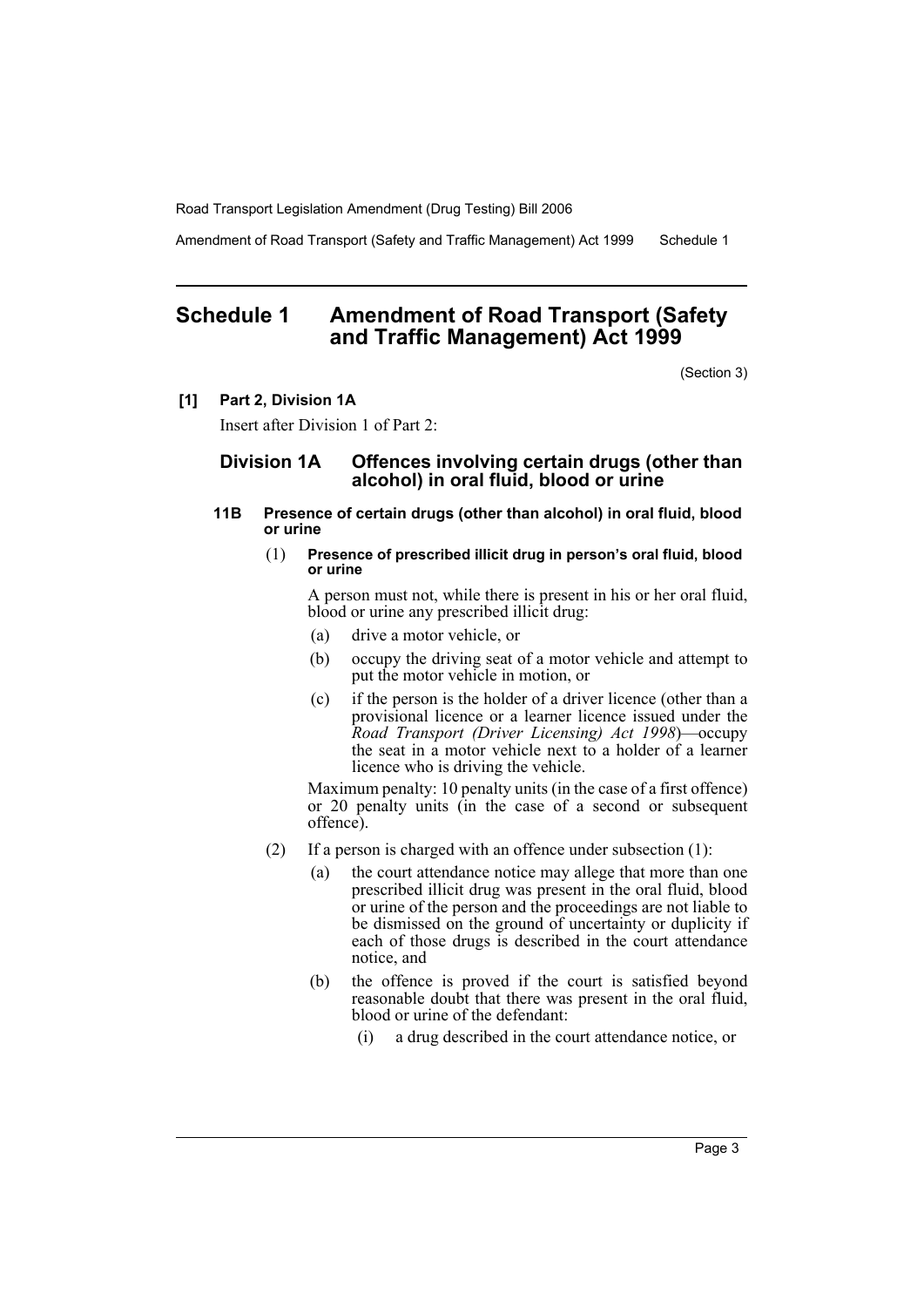# Schedule 1 Amendment of Road Transport (Safety and Traffic Management) Act 1999

(Section 3)

**[1] Part 2, Division 1A**

Insert after Division 1 of Part 2:

## Division 1A Offences involving certain drugs (other than alcohol) in oral fluid, blood or urine

### 11B Presence of certain drugs (other than alcohol) in oral fluid, blood or urine

(1) **Presence of prescribed illicit drug in person's oral fluid, blood or urine**

A person must not, while there is present in his or her oral fluid, blood or urine any prescribed illicit drug:

- (a) drive a motor vehicle, or
- (b) occupy the driving seat of a motor vehicle and attempt to put the motor vehicle in motion, or
- (c) if the person is the holder of a driver licence (other than a provisional licence or a learner licence issued under the *Road Transport (Driver Licensing) Act 1998*)—occupy the seat in a motor vehicle next to a holder of a learner licence who is driving the vehicle.

Maximum penalty: 10 penalty units (in the case of a first offence) or 20 penalty units (in the case of a second or subsequent offence).

(2) If a person is charged with an offence under subsection (1):

- (a) the court attendance notice may allege that more than one prescribed illicit drug was present in the oral fluid, blood or urine of the person and the proceedings are not liable to be dismissed on the ground of uncertainty or duplicity if each of those drugs is described in the court attendance notice, and
- (b) the offence is proved if the court is satisfied beyond reasonable doubt that there was present in the oral fluid, blood or urine of the defendant:
  - (i) a drug described in the court attendance notice, or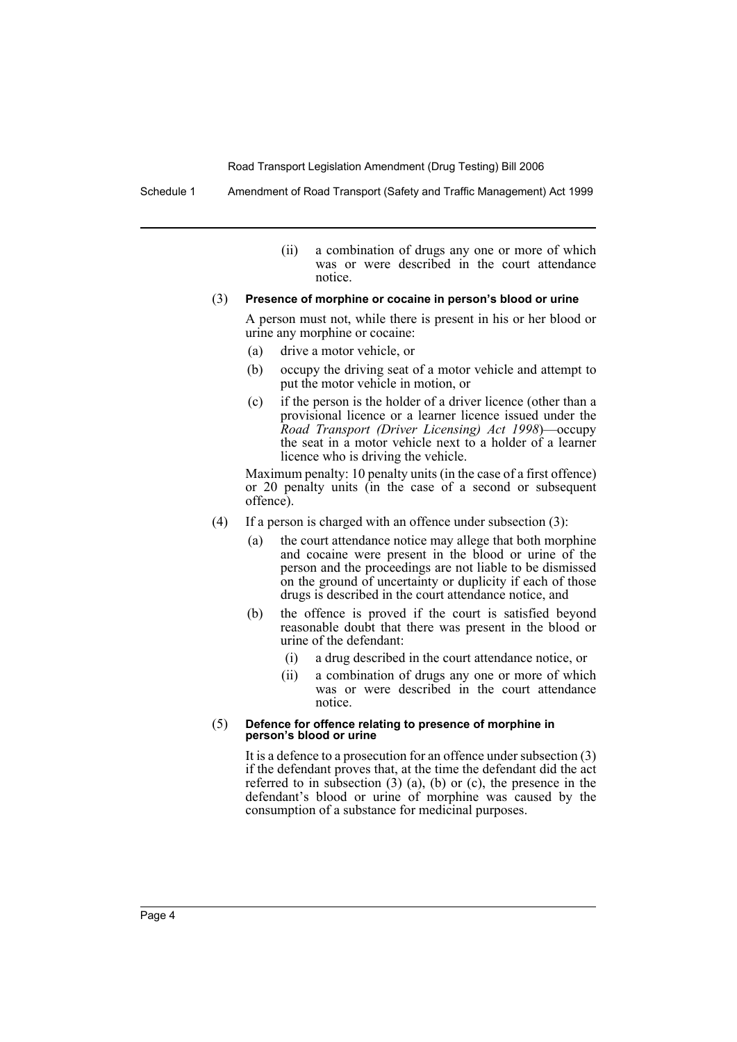(ii) a combination of drugs any one or more of which was or were described in the court attendance notice.

(3) **Presence of morphine or cocaine in person's blood or urine**

A person must not, while there is present in his or her blood or urine any morphine or cocaine:

(a) drive a motor vehicle, or

(b) occupy the driving seat of a motor vehicle and attempt to put the motor vehicle in motion, or

(c) if the person is the holder of a driver licence (other than a provisional licence or a learner licence issued under the *Road Transport (Driver Licensing) Act 1998*)—occupy the seat in a motor vehicle next to a holder of a learner licence who is driving the vehicle.

Maximum penalty: 10 penalty units (in the case of a first offence) or 20 penalty units (in the case of a second or subsequent offence).

(4) If a person is charged with an offence under subsection (3):

(a) the court attendance notice may allege that both morphine and cocaine were present in the blood or urine of the person and the proceedings are not liable to be dismissed on the ground of uncertainty or duplicity if each of those drugs is described in the court attendance notice, and

(b) the offence is proved if the court is satisfied beyond reasonable doubt that there was present in the blood or urine of the defendant:

(i) a drug described in the court attendance notice, or

(ii) a combination of drugs any one or more of which was or were described in the court attendance notice.

(5) **Defence for offence relating to presence of morphine in person's blood or urine**

It is a defence to a prosecution for an offence under subsection (3) if the defendant proves that, at the time the defendant did the act referred to in subsection (3) (a), (b) or (c), the presence in the defendant's blood or urine of morphine was caused by the consumption of a substance for medicinal purposes.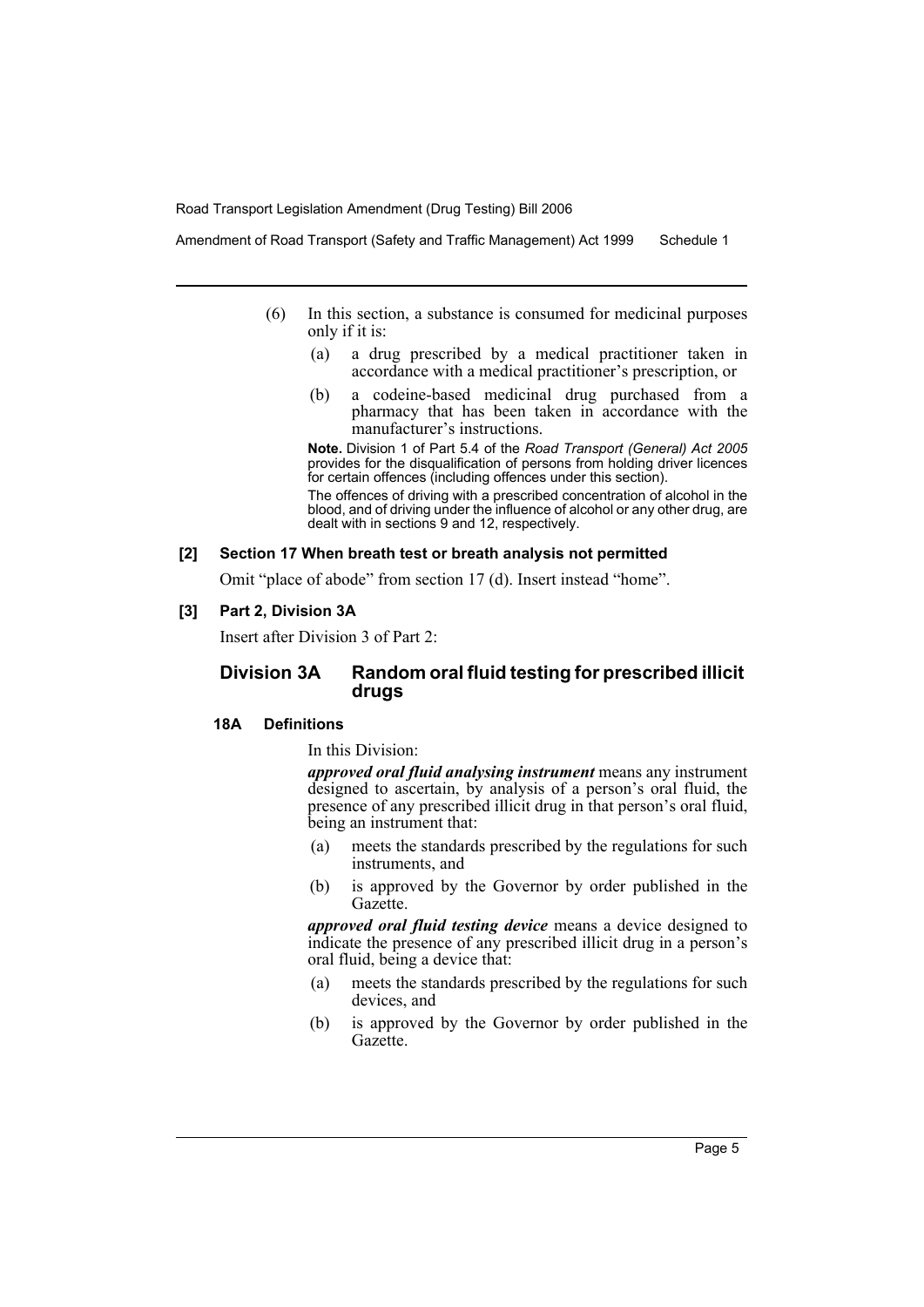(6) In this section, a substance is consumed for medicinal purposes only if it is:

(a) a drug prescribed by a medical practitioner taken in accordance with a medical practitioner's prescription, or

(b) a codeine-based medicinal drug purchased from a pharmacy that has been taken in accordance with the manufacturer's instructions.

**Note.** Division 1 of Part 5.4 of the *Road Transport (General) Act 2005* provides for the disqualification of persons from holding driver licences for certain offences (including offences under this section).

The offences of driving with a prescribed concentration of alcohol in the blood, and of driving under the influence of alcohol or any other drug, are dealt with in sections 9 and 12, respectively.

#### [2] Section 17 When breath test or breath analysis not permitted

Omit "place of abode" from section 17 (d). Insert instead "home".

#### [3] Part 2, Division 3A

Insert after Division 3 of Part 2:

### Division 3A Random oral fluid testing for prescribed illicit drugs

#### 18A Definitions

In this Division:

***approved oral fluid analysing instrument*** means any instrument designed to ascertain, by analysis of a person's oral fluid, the presence of any prescribed illicit drug in that person's oral fluid, being an instrument that:

(a) meets the standards prescribed by the regulations for such instruments, and

(b) is approved by the Governor by order published in the Gazette.

***approved oral fluid testing device*** means a device designed to indicate the presence of any prescribed illicit drug in a person's oral fluid, being a device that:

(a) meets the standards prescribed by the regulations for such devices, and

(b) is approved by the Governor by order published in the Gazette.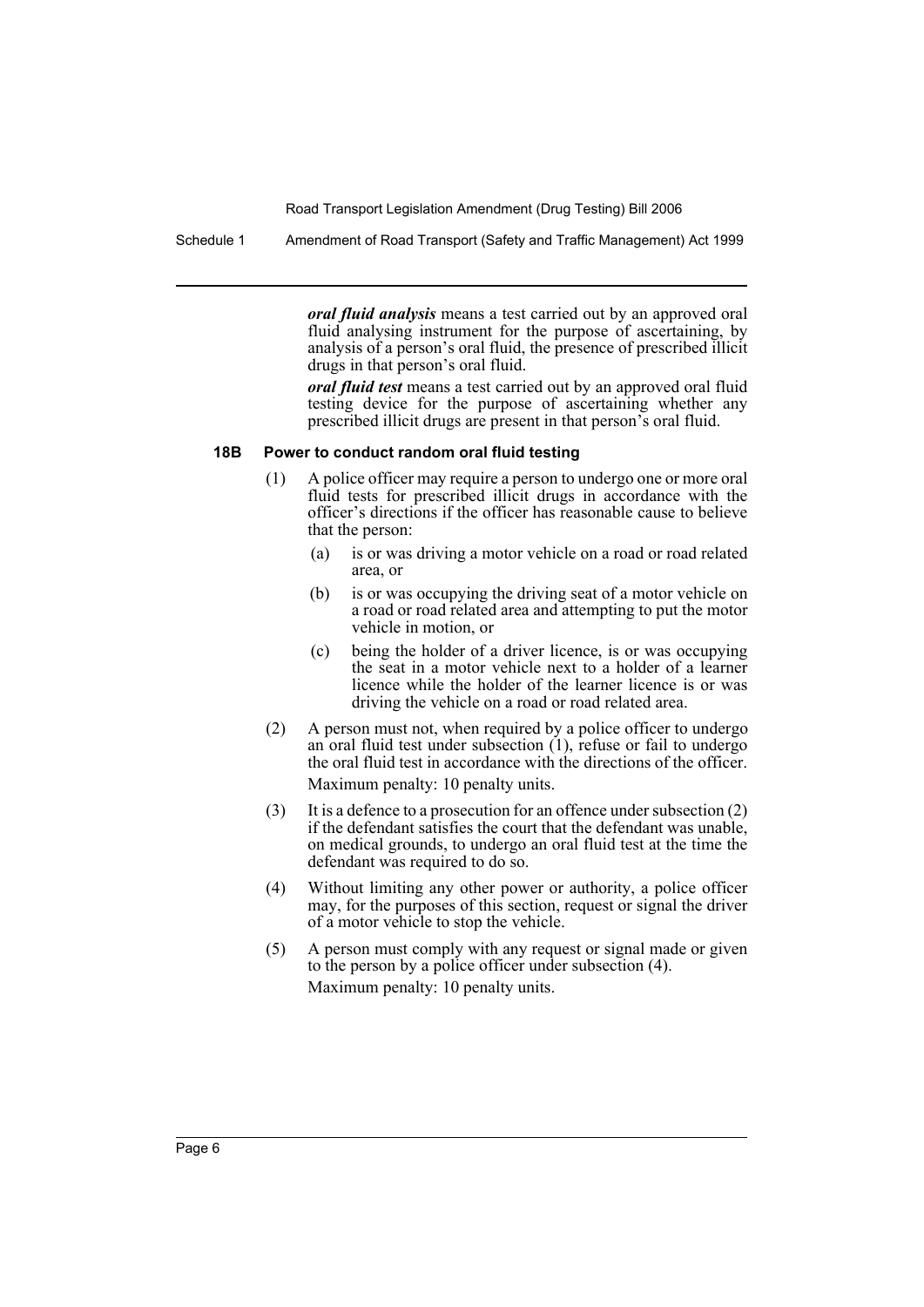***oral fluid analysis*** means a test carried out by an approved oral fluid analysing instrument for the purpose of ascertaining, by analysis of a person's oral fluid, the presence of prescribed illicit drugs in that person's oral fluid.

***oral fluid test*** means a test carried out by an approved oral fluid testing device for the purpose of ascertaining whether any prescribed illicit drugs are present in that person's oral fluid.

#### 18B Power to conduct random oral fluid testing

(1) A police officer may require a person to undergo one or more oral fluid tests for prescribed illicit drugs in accordance with the officer's directions if the officer has reasonable cause to believe that the person:

- (a) is or was driving a motor vehicle on a road or road related area, or
- (b) is or was occupying the driving seat of a motor vehicle on a road or road related area and attempting to put the motor vehicle in motion, or
- (c) being the holder of a driver licence, is or was occupying the seat in a motor vehicle next to a holder of a learner licence while the holder of the learner licence is or was driving the vehicle on a road or road related area.

(2) A person must not, when required by a police officer to undergo an oral fluid test under subsection (1), refuse or fail to undergo the oral fluid test in accordance with the directions of the officer.

Maximum penalty: 10 penalty units.

(3) It is a defence to a prosecution for an offence under subsection (2) if the defendant satisfies the court that the defendant was unable, on medical grounds, to undergo an oral fluid test at the time the defendant was required to do so.

(4) Without limiting any other power or authority, a police officer may, for the purposes of this section, request or signal the driver of a motor vehicle to stop the vehicle.

(5) A person must comply with any request or signal made or given to the person by a police officer under subsection (4).

Maximum penalty: 10 penalty units.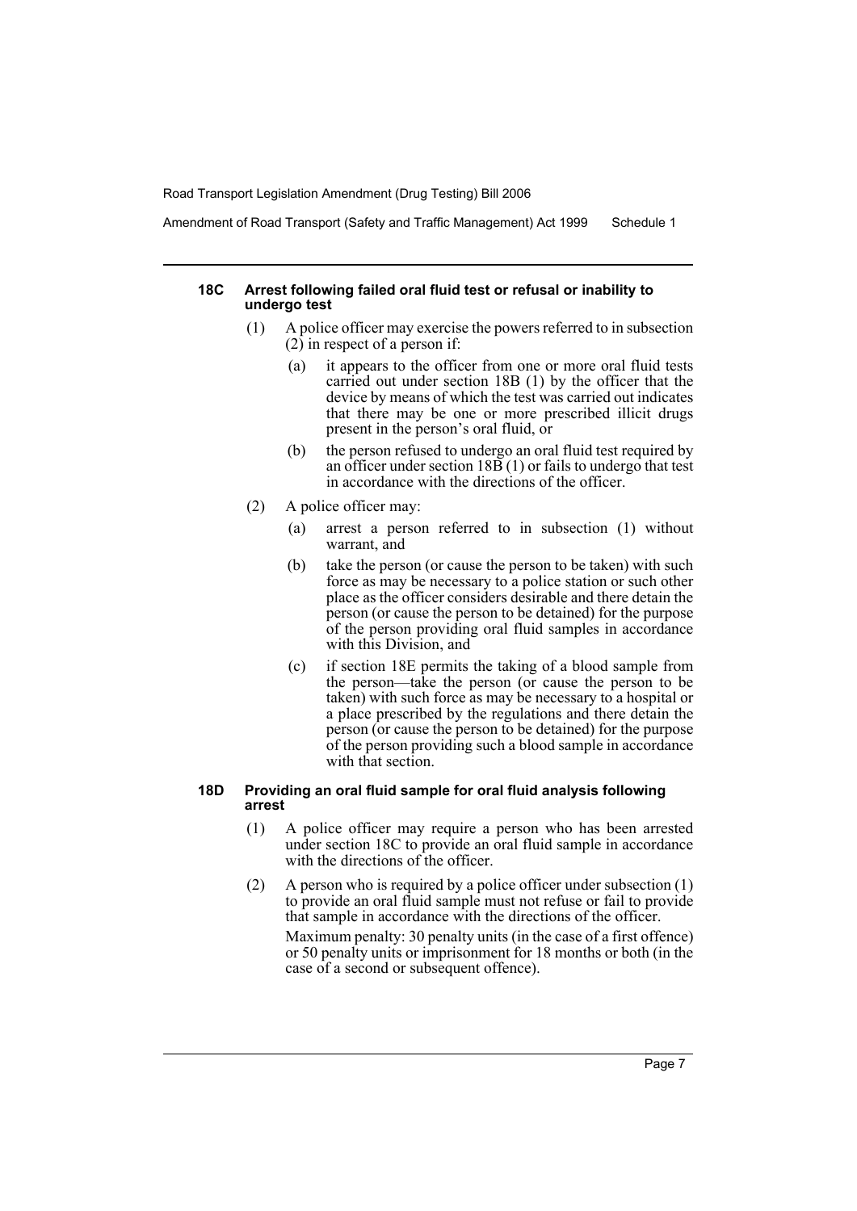#### 18C Arrest following failed oral fluid test or refusal or inability to undergo test

(1) A police officer may exercise the powers referred to in subsection (2) in respect of a person if:

(a) it appears to the officer from one or more oral fluid tests carried out under section 18B (1) by the officer that the device by means of which the test was carried out indicates that there may be one or more prescribed illicit drugs present in the person's oral fluid, or

(b) the person refused to undergo an oral fluid test required by an officer under section 18B (1) or fails to undergo that test in accordance with the directions of the officer.

(2) A police officer may:

(a) arrest a person referred to in subsection (1) without warrant, and

(b) take the person (or cause the person to be taken) with such force as may be necessary to a police station or such other place as the officer considers desirable and there detain the person (or cause the person to be detained) for the purpose of the person providing oral fluid samples in accordance with this Division, and

(c) if section 18E permits the taking of a blood sample from the person—take the person (or cause the person to be taken) with such force as may be necessary to a hospital or a place prescribed by the regulations and there detain the person (or cause the person to be detained) for the purpose of the person providing such a blood sample in accordance with that section.

#### 18D Providing an oral fluid sample for oral fluid analysis following arrest

(1) A police officer may require a person who has been arrested under section 18C to provide an oral fluid sample in accordance with the directions of the officer.

(2) A person who is required by a police officer under subsection (1) to provide an oral fluid sample must not refuse or fail to provide that sample in accordance with the directions of the officer.

Maximum penalty: 30 penalty units (in the case of a first offence) or 50 penalty units or imprisonment for 18 months or both (in the case of a second or subsequent offence).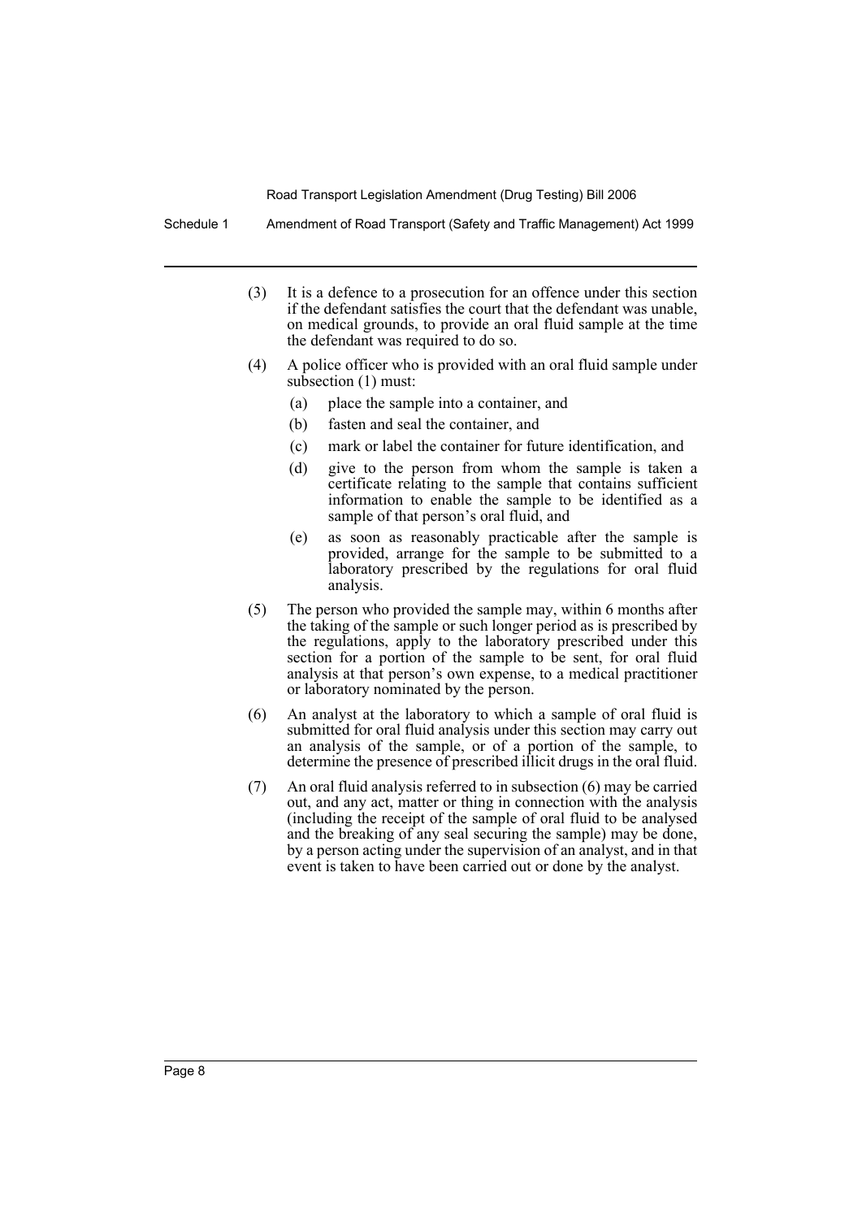(3) It is a defence to a prosecution for an offence under this section if the defendant satisfies the court that the defendant was unable, on medical grounds, to provide an oral fluid sample at the time the defendant was required to do so.

(4) A police officer who is provided with an oral fluid sample under subsection (1) must:

- (a) place the sample into a container, and
- (b) fasten and seal the container, and
- (c) mark or label the container for future identification, and
- (d) give to the person from whom the sample is taken a certificate relating to the sample that contains sufficient information to enable the sample to be identified as a sample of that person's oral fluid, and
- (e) as soon as reasonably practicable after the sample is provided, arrange for the sample to be submitted to a laboratory prescribed by the regulations for oral fluid analysis.

(5) The person who provided the sample may, within 6 months after the taking of the sample or such longer period as is prescribed by the regulations, apply to the laboratory prescribed under this section for a portion of the sample to be sent, for oral fluid analysis at that person's own expense, to a medical practitioner or laboratory nominated by the person.

(6) An analyst at the laboratory to which a sample of oral fluid is submitted for oral fluid analysis under this section may carry out an analysis of the sample, or of a portion of the sample, to determine the presence of prescribed illicit drugs in the oral fluid.

(7) An oral fluid analysis referred to in subsection (6) may be carried out, and any act, matter or thing in connection with the analysis (including the receipt of the sample of oral fluid to be analysed and the breaking of any seal securing the sample) may be done, by a person acting under the supervision of an analyst, and in that event is taken to have been carried out or done by the analyst.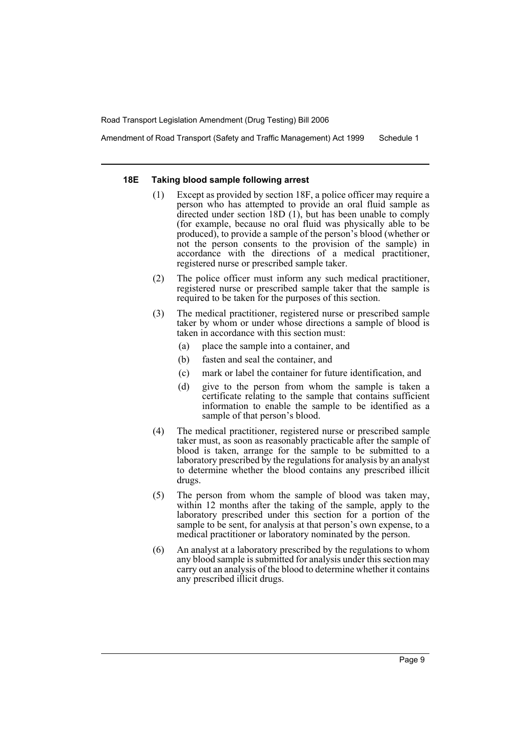#### 18E Taking blood sample following arrest

(1) Except as provided by section 18F, a police officer may require a person who has attempted to provide an oral fluid sample as directed under section 18D (1), but has been unable to comply (for example, because no oral fluid was physically able to be produced), to provide a sample of the person's blood (whether or not the person consents to the provision of the sample) in accordance with the directions of a medical practitioner, registered nurse or prescribed sample taker.

(2) The police officer must inform any such medical practitioner, registered nurse or prescribed sample taker that the sample is required to be taken for the purposes of this section.

(3) The medical practitioner, registered nurse or prescribed sample taker by whom or under whose directions a sample of blood is taken in accordance with this section must:

- (a) place the sample into a container, and
- (b) fasten and seal the container, and
- (c) mark or label the container for future identification, and
- (d) give to the person from whom the sample is taken a certificate relating to the sample that contains sufficient information to enable the sample to be identified as a sample of that person's blood.

(4) The medical practitioner, registered nurse or prescribed sample taker must, as soon as reasonably practicable after the sample of blood is taken, arrange for the sample to be submitted to a laboratory prescribed by the regulations for analysis by an analyst to determine whether the blood contains any prescribed illicit drugs.

(5) The person from whom the sample of blood was taken may, within 12 months after the taking of the sample, apply to the laboratory prescribed under this section for a portion of the sample to be sent, for analysis at that person's own expense, to a medical practitioner or laboratory nominated by the person.

(6) An analyst at a laboratory prescribed by the regulations to whom any blood sample is submitted for analysis under this section may carry out an analysis of the blood to determine whether it contains any prescribed illicit drugs.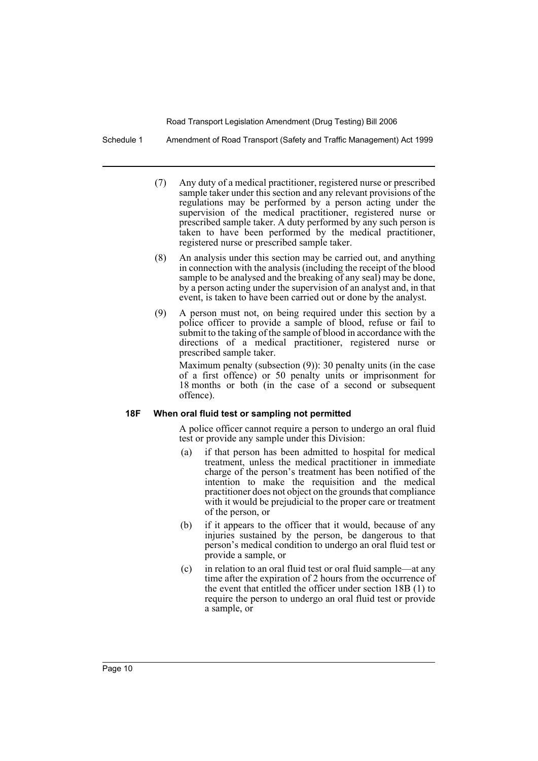(7) Any duty of a medical practitioner, registered nurse or prescribed sample taker under this section and any relevant provisions of the regulations may be performed by a person acting under the supervision of the medical practitioner, registered nurse or prescribed sample taker. A duty performed by any such person is taken to have been performed by the medical practitioner, registered nurse or prescribed sample taker.

(8) An analysis under this section may be carried out, and anything in connection with the analysis (including the receipt of the blood sample to be analysed and the breaking of any seal) may be done, by a person acting under the supervision of an analyst and, in that event, is taken to have been carried out or done by the analyst.

(9) A person must not, on being required under this section by a police officer to provide a sample of blood, refuse or fail to submit to the taking of the sample of blood in accordance with the directions of a medical practitioner, registered nurse or prescribed sample taker.

Maximum penalty (subsection (9)): 30 penalty units (in the case of a first offence) or 50 penalty units or imprisonment for 18 months or both (in the case of a second or subsequent offence).

**18F When oral fluid test or sampling not permitted**

A police officer cannot require a person to undergo an oral fluid test or provide any sample under this Division:

(a) if that person has been admitted to hospital for medical treatment, unless the medical practitioner in immediate charge of the person's treatment has been notified of the intention to make the requisition and the medical practitioner does not object on the grounds that compliance with it would be prejudicial to the proper care or treatment of the person, or

(b) if it appears to the officer that it would, because of any injuries sustained by the person, be dangerous to that person's medical condition to undergo an oral fluid test or provide a sample, or

(c) in relation to an oral fluid test or oral fluid sample—at any time after the expiration of 2 hours from the occurrence of the event that entitled the officer under section 18B (1) to require the person to undergo an oral fluid test or provide a sample, or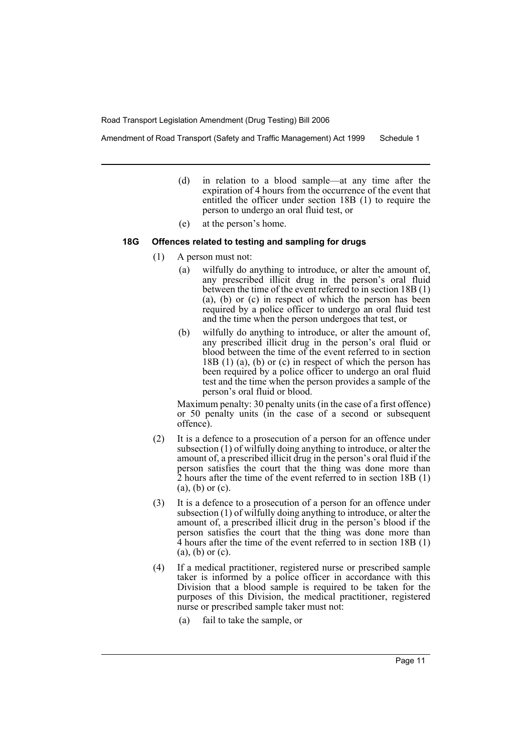(d) in relation to a blood sample—at any time after the expiration of 4 hours from the occurrence of the event that entitled the officer under section 18B (1) to require the person to undergo an oral fluid test, or

(e) at the person's home.

### 18G Offences related to testing and sampling for drugs

(1) A person must not:

(a) wilfully do anything to introduce, or alter the amount of, any prescribed illicit drug in the person's oral fluid between the time of the event referred to in section 18B (1) (a), (b) or (c) in respect of which the person has been required by a police officer to undergo an oral fluid test and the time when the person undergoes that test, or

(b) wilfully do anything to introduce, or alter the amount of, any prescribed illicit drug in the person's oral fluid or blood between the time of the event referred to in section 18B (1) (a), (b) or (c) in respect of which the person has been required by a police officer to undergo an oral fluid test and the time when the person provides a sample of the person's oral fluid or blood.

Maximum penalty: 30 penalty units (in the case of a first offence) or 50 penalty units (in the case of a second or subsequent offence).

(2) It is a defence to a prosecution of a person for an offence under subsection (1) of wilfully doing anything to introduce, or alter the amount of, a prescribed illicit drug in the person's oral fluid if the person satisfies the court that the thing was done more than 2 hours after the time of the event referred to in section 18B (1) (a), (b) or (c).

(3) It is a defence to a prosecution of a person for an offence under subsection (1) of wilfully doing anything to introduce, or alter the amount of, a prescribed illicit drug in the person's blood if the person satisfies the court that the thing was done more than 4 hours after the time of the event referred to in section 18B (1) (a), (b) or (c).

(4) If a medical practitioner, registered nurse or prescribed sample taker is informed by a police officer in accordance with this Division that a blood sample is required to be taken for the purposes of this Division, the medical practitioner, registered nurse or prescribed sample taker must not:

(a) fail to take the sample, or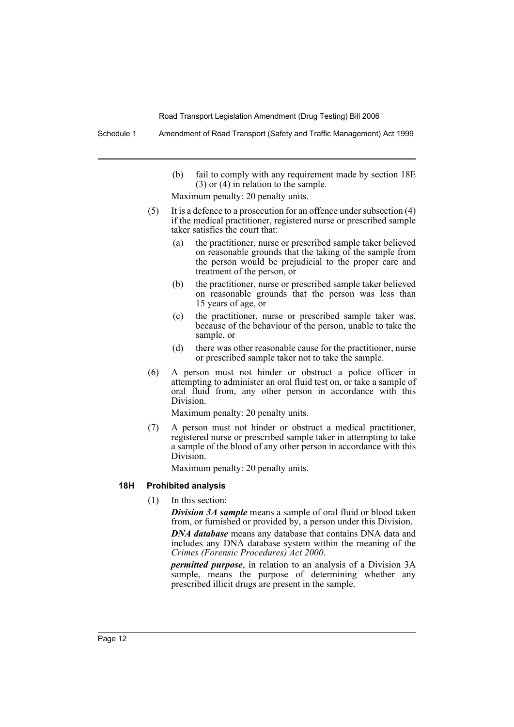(b) fail to comply with any requirement made by section 18E (3) or (4) in relation to the sample.

Maximum penalty: 20 penalty units.

(5) It is a defence to a prosecution for an offence under subsection (4) if the medical practitioner, registered nurse or prescribed sample taker satisfies the court that:

(a) the practitioner, nurse or prescribed sample taker believed on reasonable grounds that the taking of the sample from the person would be prejudicial to the proper care and treatment of the person, or

(b) the practitioner, nurse or prescribed sample taker believed on reasonable grounds that the person was less than 15 years of age, or

(c) the practitioner, nurse or prescribed sample taker was, because of the behaviour of the person, unable to take the sample, or

(d) there was other reasonable cause for the practitioner, nurse or prescribed sample taker not to take the sample.

(6) A person must not hinder or obstruct a police officer in attempting to administer an oral fluid test on, or take a sample of oral fluid from, any other person in accordance with this Division.

Maximum penalty: 20 penalty units.

(7) A person must not hinder or obstruct a medical practitioner, registered nurse or prescribed sample taker in attempting to take a sample of the blood of any other person in accordance with this Division.

Maximum penalty: 20 penalty units.

### 18H Prohibited analysis

(1) In this section:

***Division 3A sample*** means a sample of oral fluid or blood taken from, or furnished or provided by, a person under this Division.

***DNA database*** means any database that contains DNA data and includes any DNA database system within the meaning of the *Crimes (Forensic Procedures) Act 2000*.

***permitted purpose***, in relation to an analysis of a Division 3A sample, means the purpose of determining whether any prescribed illicit drugs are present in the sample.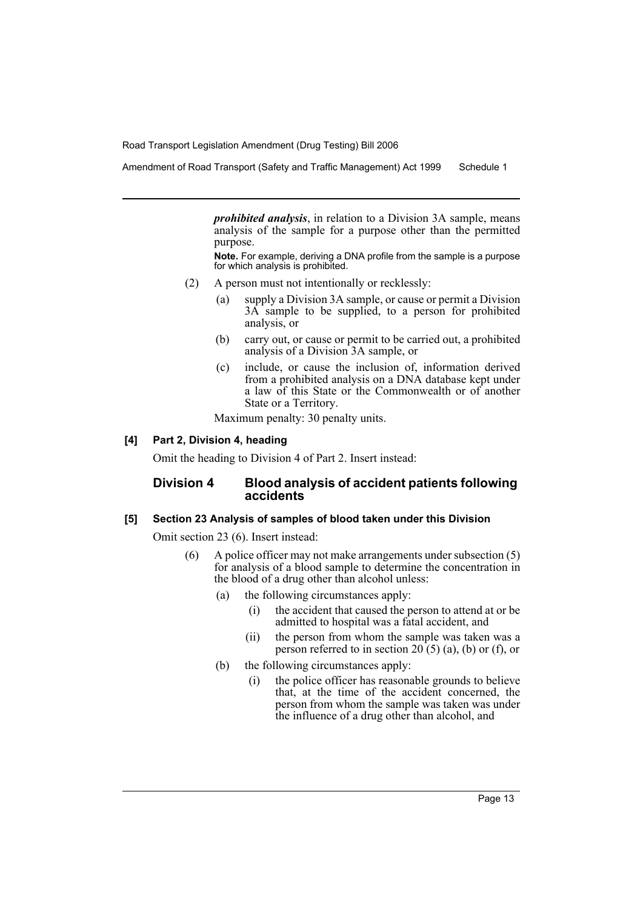***prohibited analysis***, in relation to a Division 3A sample, means analysis of the sample for a purpose other than the permitted purpose.

**Note.** For example, deriving a DNA profile from the sample is a purpose for which analysis is prohibited.

(2) A person must not intentionally or recklessly:

(a) supply a Division 3A sample, or cause or permit a Division 3A sample to be supplied, to a person for prohibited analysis, or

(b) carry out, or cause or permit to be carried out, a prohibited analysis of a Division 3A sample, or

(c) include, or cause the inclusion of, information derived from a prohibited analysis on a DNA database kept under a law of this State or the Commonwealth or of another State or a Territory.

Maximum penalty: 30 penalty units.

#### [4] Part 2, Division 4, heading

Omit the heading to Division 4 of Part 2. Insert instead:

### Division 4 Blood analysis of accident patients following accidents

#### [5] Section 23 Analysis of samples of blood taken under this Division

Omit section 23 (6). Insert instead:

(6) A police officer may not make arrangements under subsection (5) for analysis of a blood sample to determine the concentration in the blood of a drug other than alcohol unless:

(a) the following circumstances apply:

(i) the accident that caused the person to attend at or be admitted to hospital was a fatal accident, and

(ii) the person from whom the sample was taken was a person referred to in section 20 (5) (a), (b) or (f), or

(b) the following circumstances apply:

(i) the police officer has reasonable grounds to believe that, at the time of the accident concerned, the person from whom the sample was taken was under the influence of a drug other than alcohol, and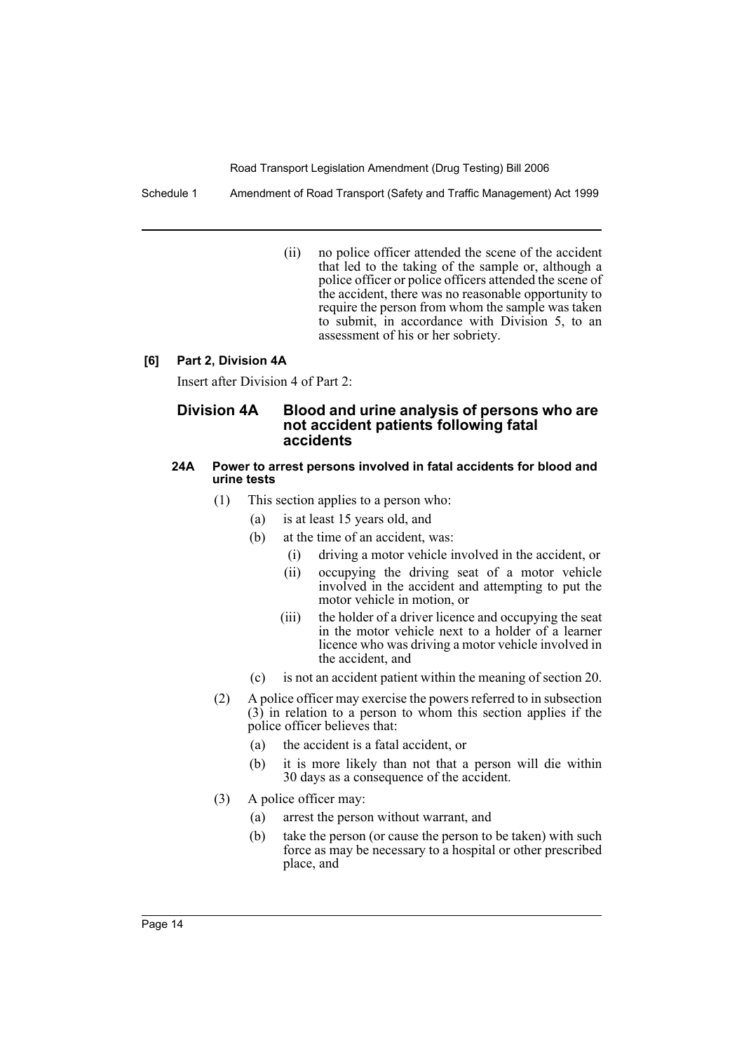(ii) no police officer attended the scene of the accident that led to the taking of the sample or, although a police officer or police officers attended the scene of the accident, there was no reasonable opportunity to require the person from whom the sample was taken to submit, in accordance with Division 5, to an assessment of his or her sobriety.

**[6] Part 2, Division 4A**

Insert after Division 4 of Part 2:

## Division 4A Blood and urine analysis of persons who are not accident patients following fatal accidents

#### 24A Power to arrest persons involved in fatal accidents for blood and urine tests

(1) This section applies to a person who:

- (a) is at least 15 years old, and
- (b) at the time of an accident, was:
  - (i) driving a motor vehicle involved in the accident, or
  - (ii) occupying the driving seat of a motor vehicle involved in the accident and attempting to put the motor vehicle in motion, or
  - (iii) the holder of a driver licence and occupying the seat in the motor vehicle next to a holder of a learner licence who was driving a motor vehicle involved in the accident, and
- (c) is not an accident patient within the meaning of section 20.

(2) A police officer may exercise the powers referred to in subsection (3) in relation to a person to whom this section applies if the police officer believes that:

- (a) the accident is a fatal accident, or
- (b) it is more likely than not that a person will die within 30 days as a consequence of the accident.

(3) A police officer may:

- (a) arrest the person without warrant, and
- (b) take the person (or cause the person to be taken) with such force as may be necessary to a hospital or other prescribed place, and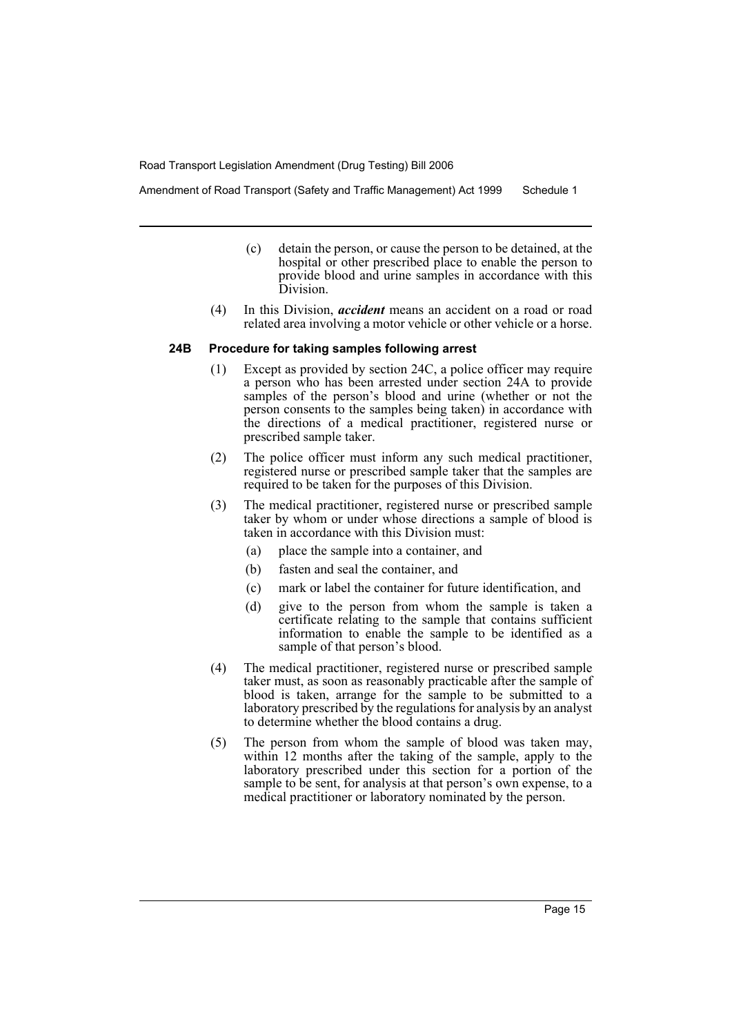(c) detain the person, or cause the person to be detained, at the hospital or other prescribed place to enable the person to provide blood and urine samples in accordance with this Division.

(4) In this Division, ***accident*** means an accident on a road or road related area involving a motor vehicle or other vehicle or a horse.

#### 24B Procedure for taking samples following arrest

(1) Except as provided by section 24C, a police officer may require a person who has been arrested under section 24A to provide samples of the person's blood and urine (whether or not the person consents to the samples being taken) in accordance with the directions of a medical practitioner, registered nurse or prescribed sample taker.

(2) The police officer must inform any such medical practitioner, registered nurse or prescribed sample taker that the samples are required to be taken for the purposes of this Division.

(3) The medical practitioner, registered nurse or prescribed sample taker by whom or under whose directions a sample of blood is taken in accordance with this Division must:

- (a) place the sample into a container, and
- (b) fasten and seal the container, and
- (c) mark or label the container for future identification, and
- (d) give to the person from whom the sample is taken a certificate relating to the sample that contains sufficient information to enable the sample to be identified as a sample of that person's blood.

(4) The medical practitioner, registered nurse or prescribed sample taker must, as soon as reasonably practicable after the sample of blood is taken, arrange for the sample to be submitted to a laboratory prescribed by the regulations for analysis by an analyst to determine whether the blood contains a drug.

(5) The person from whom the sample of blood was taken may, within 12 months after the taking of the sample, apply to the laboratory prescribed under this section for a portion of the sample to be sent, for analysis at that person's own expense, to a medical practitioner or laboratory nominated by the person.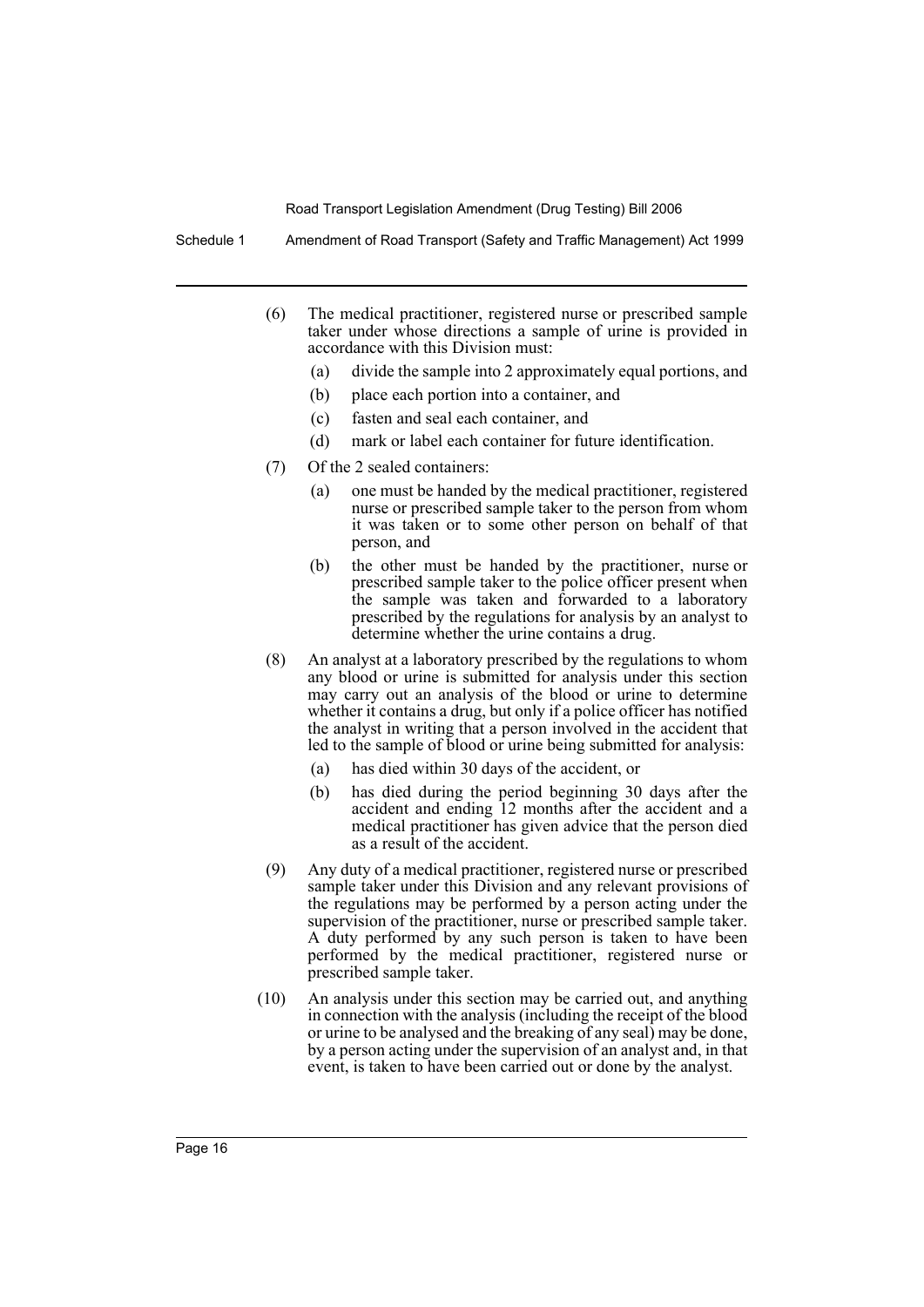(6) The medical practitioner, registered nurse or prescribed sample taker under whose directions a sample of urine is provided in accordance with this Division must:

- (a) divide the sample into 2 approximately equal portions, and
- (b) place each portion into a container, and
- (c) fasten and seal each container, and
- (d) mark or label each container for future identification.

(7) Of the 2 sealed containers:

- (a) one must be handed by the medical practitioner, registered nurse or prescribed sample taker to the person from whom it was taken or to some other person on behalf of that person, and
- (b) the other must be handed by the practitioner, nurse or prescribed sample taker to the police officer present when the sample was taken and forwarded to a laboratory prescribed by the regulations for analysis by an analyst to determine whether the urine contains a drug.

(8) An analyst at a laboratory prescribed by the regulations to whom any blood or urine is submitted for analysis under this section may carry out an analysis of the blood or urine to determine whether it contains a drug, but only if a police officer has notified the analyst in writing that a person involved in the accident that led to the sample of blood or urine being submitted for analysis:

- (a) has died within 30 days of the accident, or
- (b) has died during the period beginning 30 days after the accident and ending 12 months after the accident and a medical practitioner has given advice that the person died as a result of the accident.

(9) Any duty of a medical practitioner, registered nurse or prescribed sample taker under this Division and any relevant provisions of the regulations may be performed by a person acting under the supervision of the practitioner, nurse or prescribed sample taker. A duty performed by any such person is taken to have been performed by the medical practitioner, registered nurse or prescribed sample taker.

(10) An analysis under this section may be carried out, and anything in connection with the analysis (including the receipt of the blood or urine to be analysed and the breaking of any seal) may be done, by a person acting under the supervision of an analyst and, in that event, is taken to have been carried out or done by the analyst.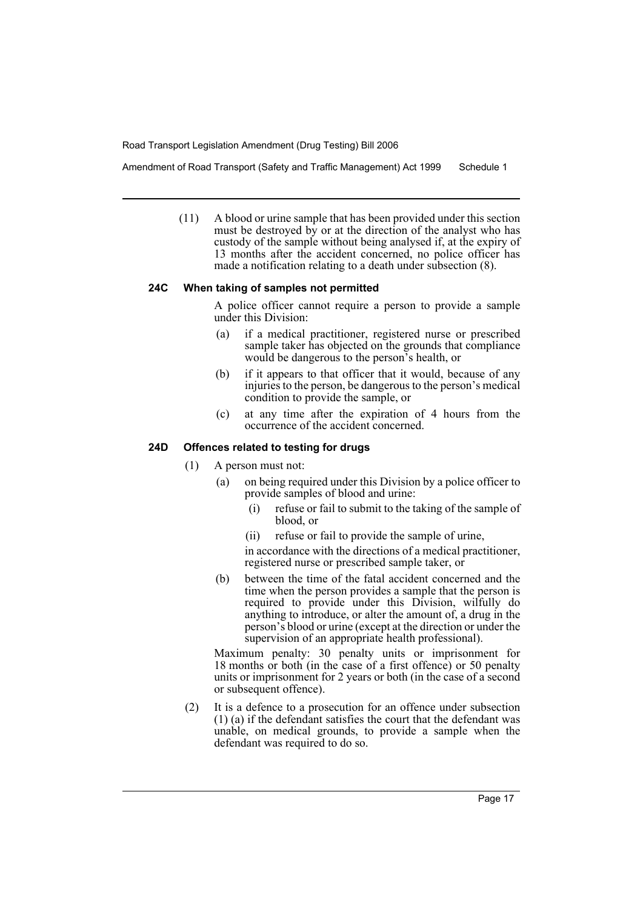(11) A blood or urine sample that has been provided under this section must be destroyed by or at the direction of the analyst who has custody of the sample without being analysed if, at the expiry of 13 months after the accident concerned, no police officer has made a notification relating to a death under subsection (8).

#### 24C When taking of samples not permitted

A police officer cannot require a person to provide a sample under this Division:

(a) if a medical practitioner, registered nurse or prescribed sample taker has objected on the grounds that compliance would be dangerous to the person's health, or

(b) if it appears to that officer that it would, because of any injuries to the person, be dangerous to the person's medical condition to provide the sample, or

(c) at any time after the expiration of 4 hours from the occurrence of the accident concerned.

#### 24D Offences related to testing for drugs

(1) A person must not:

(a) on being required under this Division by a police officer to provide samples of blood and urine:

(i) refuse or fail to submit to the taking of the sample of blood, or

(ii) refuse or fail to provide the sample of urine,

in accordance with the directions of a medical practitioner, registered nurse or prescribed sample taker, or

(b) between the time of the fatal accident concerned and the time when the person provides a sample that the person is required to provide under this Division, wilfully do anything to introduce, or alter the amount of, a drug in the person's blood or urine (except at the direction or under the supervision of an appropriate health professional).

Maximum penalty: 30 penalty units or imprisonment for 18 months or both (in the case of a first offence) or 50 penalty units or imprisonment for 2 years or both (in the case of a second or subsequent offence).

(2) It is a defence to a prosecution for an offence under subsection (1) (a) if the defendant satisfies the court that the defendant was unable, on medical grounds, to provide a sample when the defendant was required to do so.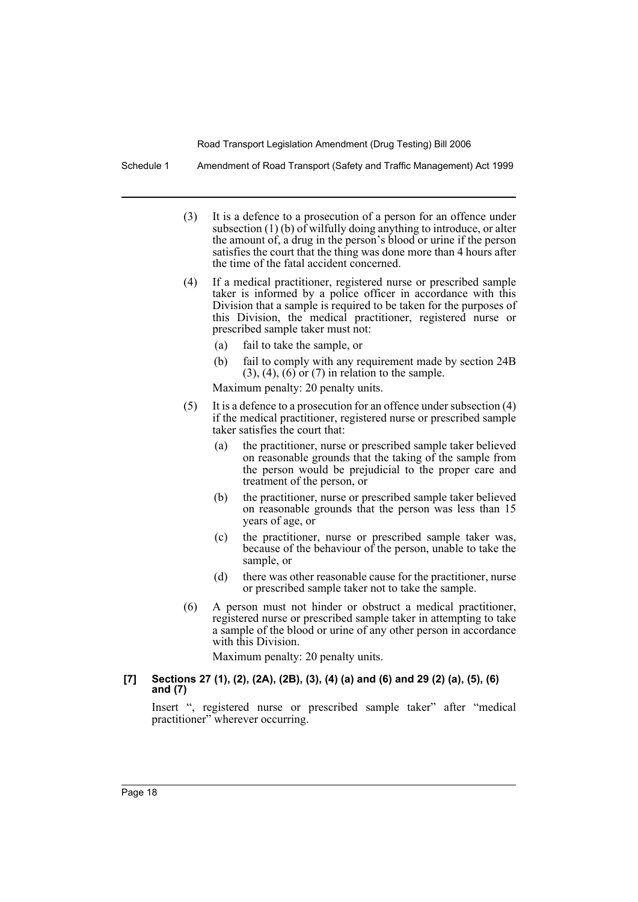(3) It is a defence to a prosecution of a person for an offence under subsection (1) (b) of wilfully doing anything to introduce, or alter the amount of, a drug in the person's blood or urine if the person satisfies the court that the thing was done more than 4 hours after the time of the fatal accident concerned.

(4) If a medical practitioner, registered nurse or prescribed sample taker is informed by a police officer in accordance with this Division that a sample is required to be taken for the purposes of this Division, the medical practitioner, registered nurse or prescribed sample taker must not:

- (a) fail to take the sample, or
- (b) fail to comply with any requirement made by section 24B (3), (4), (6) or (7) in relation to the sample.

Maximum penalty: 20 penalty units.

(5) It is a defence to a prosecution for an offence under subsection (4) if the medical practitioner, registered nurse or prescribed sample taker satisfies the court that:

- (a) the practitioner, nurse or prescribed sample taker believed on reasonable grounds that the taking of the sample from the person would be prejudicial to the proper care and treatment of the person, or
- (b) the practitioner, nurse or prescribed sample taker believed on reasonable grounds that the person was less than 15 years of age, or
- (c) the practitioner, nurse or prescribed sample taker was, because of the behaviour of the person, unable to take the sample, or
- (d) there was other reasonable cause for the practitioner, nurse or prescribed sample taker not to take the sample.

(6) A person must not hinder or obstruct a medical practitioner, registered nurse or prescribed sample taker in attempting to take a sample of the blood or urine of any other person in accordance with this Division.

Maximum penalty: 20 penalty units.

**[7] Sections 27 (1), (2), (2A), (2B), (3), (4) (a) and (6) and 29 (2) (a), (5), (6) and (7)**

Insert ", registered nurse or prescribed sample taker" after "medical practitioner" wherever occurring.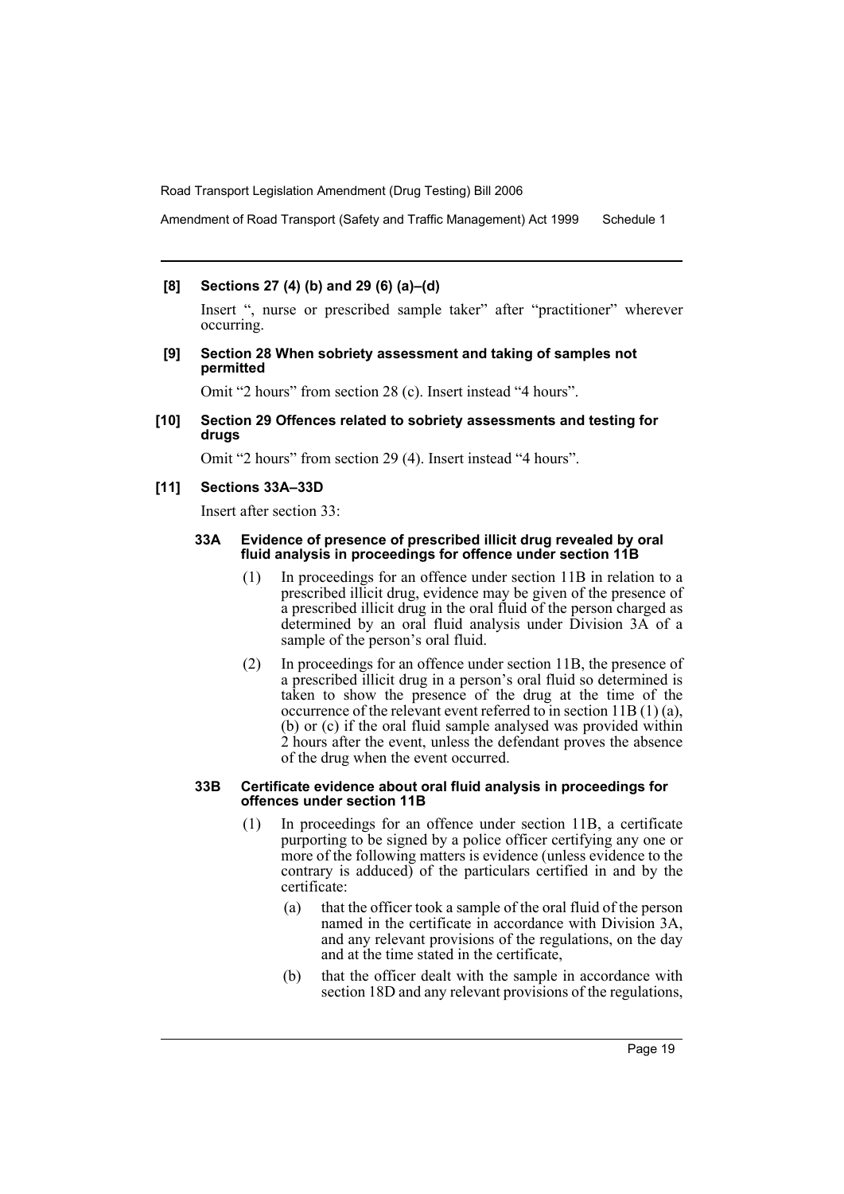**[8] Sections 27 (4) (b) and 29 (6) (a)–(d)**

Insert ", nurse or prescribed sample taker" after "practitioner" wherever occurring.

**[9] Section 28 When sobriety assessment and taking of samples not permitted**

Omit "2 hours" from section 28 (c). Insert instead "4 hours".

**[10] Section 29 Offences related to sobriety assessments and testing for drugs**

Omit "2 hours" from section 29 (4). Insert instead "4 hours".

**[11] Sections 33A–33D**

Insert after section 33:

**33A Evidence of presence of prescribed illicit drug revealed by oral fluid analysis in proceedings for offence under section 11B**

(1) In proceedings for an offence under section 11B in relation to a prescribed illicit drug, evidence may be given of the presence of a prescribed illicit drug in the oral fluid of the person charged as determined by an oral fluid analysis under Division 3A of a sample of the person's oral fluid.

(2) In proceedings for an offence under section 11B, the presence of a prescribed illicit drug in a person's oral fluid so determined is taken to show the presence of the drug at the time of the occurrence of the relevant event referred to in section 11B (1) (a), (b) or (c) if the oral fluid sample analysed was provided within 2 hours after the event, unless the defendant proves the absence of the drug when the event occurred.

**33B Certificate evidence about oral fluid analysis in proceedings for offences under section 11B**

(1) In proceedings for an offence under section 11B, a certificate purporting to be signed by a police officer certifying any one or more of the following matters is evidence (unless evidence to the contrary is adduced) of the particulars certified in and by the certificate:

(a) that the officer took a sample of the oral fluid of the person named in the certificate in accordance with Division 3A, and any relevant provisions of the regulations, on the day and at the time stated in the certificate,

(b) that the officer dealt with the sample in accordance with section 18D and any relevant provisions of the regulations,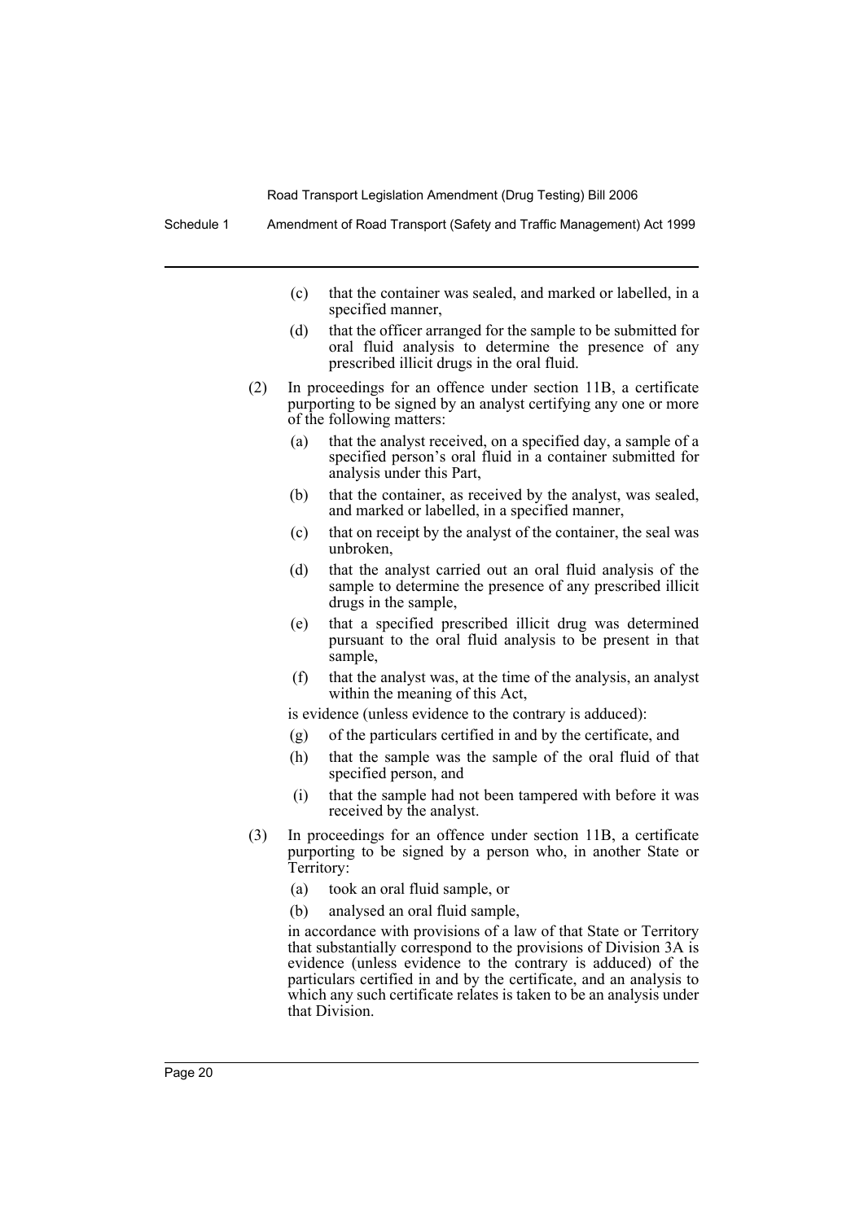(c) that the container was sealed, and marked or labelled, in a specified manner,

(d) that the officer arranged for the sample to be submitted for oral fluid analysis to determine the presence of any prescribed illicit drugs in the oral fluid.

(2) In proceedings for an offence under section 11B, a certificate purporting to be signed by an analyst certifying any one or more of the following matters:

(a) that the analyst received, on a specified day, a sample of a specified person's oral fluid in a container submitted for analysis under this Part,

(b) that the container, as received by the analyst, was sealed, and marked or labelled, in a specified manner,

(c) that on receipt by the analyst of the container, the seal was unbroken,

(d) that the analyst carried out an oral fluid analysis of the sample to determine the presence of any prescribed illicit drugs in the sample,

(e) that a specified prescribed illicit drug was determined pursuant to the oral fluid analysis to be present in that sample,

(f) that the analyst was, at the time of the analysis, an analyst within the meaning of this Act,

is evidence (unless evidence to the contrary is adduced):

(g) of the particulars certified in and by the certificate, and

(h) that the sample was the sample of the oral fluid of that specified person, and

(i) that the sample had not been tampered with before it was received by the analyst.

(3) In proceedings for an offence under section 11B, a certificate purporting to be signed by a person who, in another State or Territory:

(a) took an oral fluid sample, or

(b) analysed an oral fluid sample,

in accordance with provisions of a law of that State or Territory that substantially correspond to the provisions of Division 3A is evidence (unless evidence to the contrary is adduced) of the particulars certified in and by the certificate, and an analysis to which any such certificate relates is taken to be an analysis under that Division.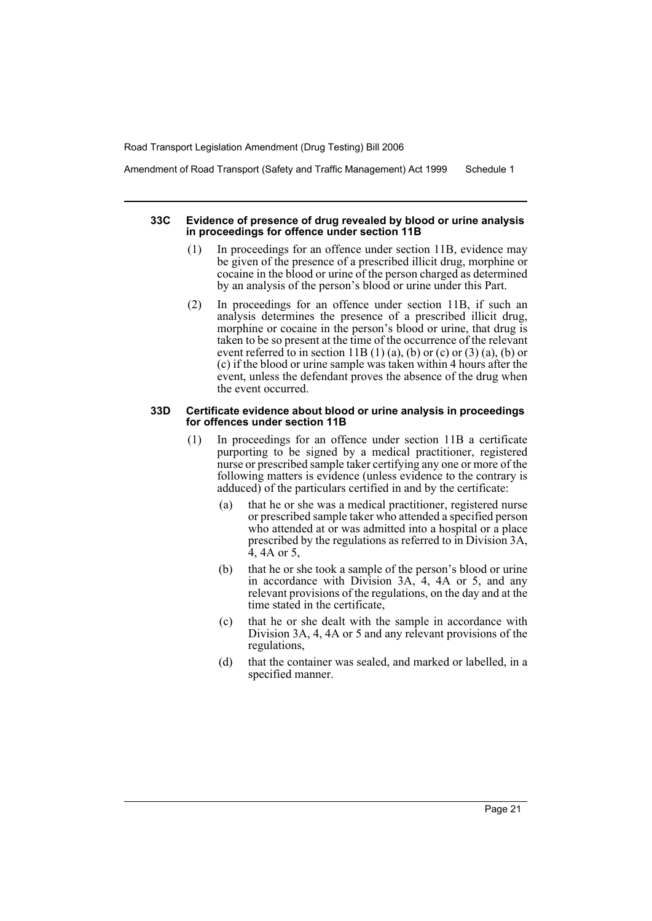#### 33C Evidence of presence of drug revealed by blood or urine analysis in proceedings for offence under section 11B

(1) In proceedings for an offence under section 11B, evidence may be given of the presence of a prescribed illicit drug, morphine or cocaine in the blood or urine of the person charged as determined by an analysis of the person's blood or urine under this Part.

(2) In proceedings for an offence under section 11B, if such an analysis determines the presence of a prescribed illicit drug, morphine or cocaine in the person's blood or urine, that drug is taken to be so present at the time of the occurrence of the relevant event referred to in section 11B (1) (a), (b) or (c) or (3) (a), (b) or (c) if the blood or urine sample was taken within 4 hours after the event, unless the defendant proves the absence of the drug when the event occurred.

#### 33D Certificate evidence about blood or urine analysis in proceedings for offences under section 11B

(1) In proceedings for an offence under section 11B a certificate purporting to be signed by a medical practitioner, registered nurse or prescribed sample taker certifying any one or more of the following matters is evidence (unless evidence to the contrary is adduced) of the particulars certified in and by the certificate:

(a) that he or she was a medical practitioner, registered nurse or prescribed sample taker who attended a specified person who attended at or was admitted into a hospital or a place prescribed by the regulations as referred to in Division 3A, 4, 4A or 5,

(b) that he or she took a sample of the person's blood or urine in accordance with Division 3A, 4, 4A or 5, and any relevant provisions of the regulations, on the day and at the time stated in the certificate,

(c) that he or she dealt with the sample in accordance with Division 3A, 4, 4A or 5 and any relevant provisions of the regulations,

(d) that the container was sealed, and marked or labelled, in a specified manner.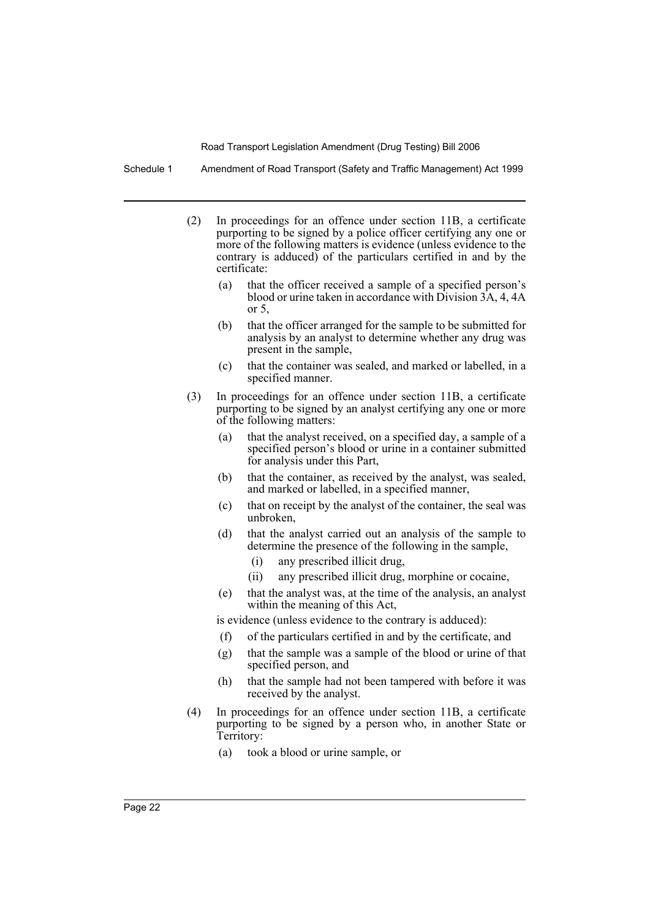(2) In proceedings for an offence under section 11B, a certificate purporting to be signed by a police officer certifying any one or more of the following matters is evidence (unless evidence to the contrary is adduced) of the particulars certified in and by the certificate:

   (a) that the officer received a sample of a specified person's blood or urine taken in accordance with Division 3A, 4, 4A or 5,

   (b) that the officer arranged for the sample to be submitted for analysis by an analyst to determine whether any drug was present in the sample,

   (c) that the container was sealed, and marked or labelled, in a specified manner.

(3) In proceedings for an offence under section 11B, a certificate purporting to be signed by an analyst certifying any one or more of the following matters:

   (a) that the analyst received, on a specified day, a sample of a specified person's blood or urine in a container submitted for analysis under this Part,

   (b) that the container, as received by the analyst, was sealed, and marked or labelled, in a specified manner,

   (c) that on receipt by the analyst of the container, the seal was unbroken,

   (d) that the analyst carried out an analysis of the sample to determine the presence of the following in the sample,

      (i) any prescribed illicit drug,

      (ii) any prescribed illicit drug, morphine or cocaine,

   (e) that the analyst was, at the time of the analysis, an analyst within the meaning of this Act,

   is evidence (unless evidence to the contrary is adduced):

   (f) of the particulars certified in and by the certificate, and

   (g) that the sample was a sample of the blood or urine of that specified person, and

   (h) that the sample had not been tampered with before it was received by the analyst.

(4) In proceedings for an offence under section 11B, a certificate purporting to be signed by a person who, in another State or Territory:

   (a) took a blood or urine sample, or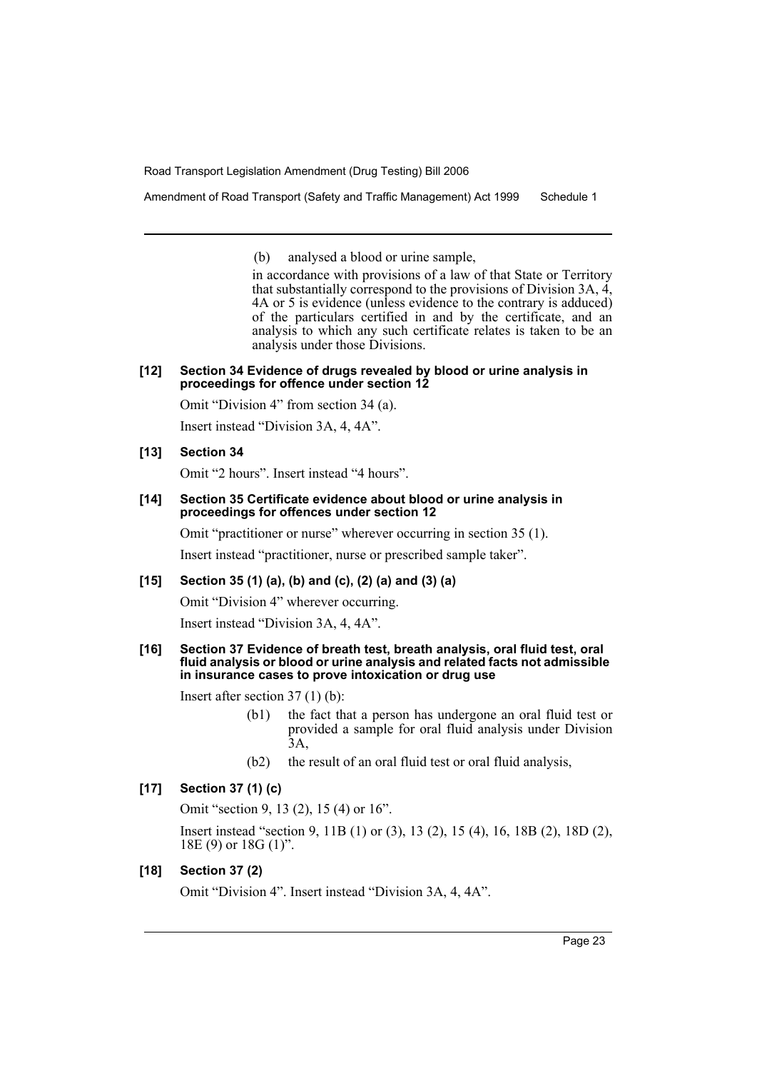(b) analysed a blood or urine sample,

in accordance with provisions of a law of that State or Territory that substantially correspond to the provisions of Division 3A, 4, 4A or 5 is evidence (unless evidence to the contrary is adduced) of the particulars certified in and by the certificate, and an analysis to which any such certificate relates is taken to be an analysis under those Divisions.

#### [12] Section 34 Evidence of drugs revealed by blood or urine analysis in proceedings for offence under section 12

Omit "Division 4" from section 34 (a).

Insert instead "Division 3A, 4, 4A".

#### [13] Section 34

Omit "2 hours". Insert instead "4 hours".

#### [14] Section 35 Certificate evidence about blood or urine analysis in proceedings for offences under section 12

Omit "practitioner or nurse" wherever occurring in section 35 (1).

Insert instead "practitioner, nurse or prescribed sample taker".

#### [15] Section 35 (1) (a), (b) and (c), (2) (a) and (3) (a)

Omit "Division 4" wherever occurring.

Insert instead "Division 3A, 4, 4A".

#### [16] Section 37 Evidence of breath test, breath analysis, oral fluid test, oral fluid analysis or blood or urine analysis and related facts not admissible in insurance cases to prove intoxication or drug use

Insert after section 37 (1) (b):

(b1) the fact that a person has undergone an oral fluid test or provided a sample for oral fluid analysis under Division 3A,

(b2) the result of an oral fluid test or oral fluid analysis,

#### [17] Section 37 (1) (c)

Omit "section 9, 13 (2), 15 (4) or 16".

Insert instead "section 9, 11B (1) or (3), 13 (2), 15 (4), 16, 18B (2), 18D (2), 18E (9) or 18G (1)".

#### [18] Section 37 (2)

Omit "Division 4". Insert instead "Division 3A, 4, 4A".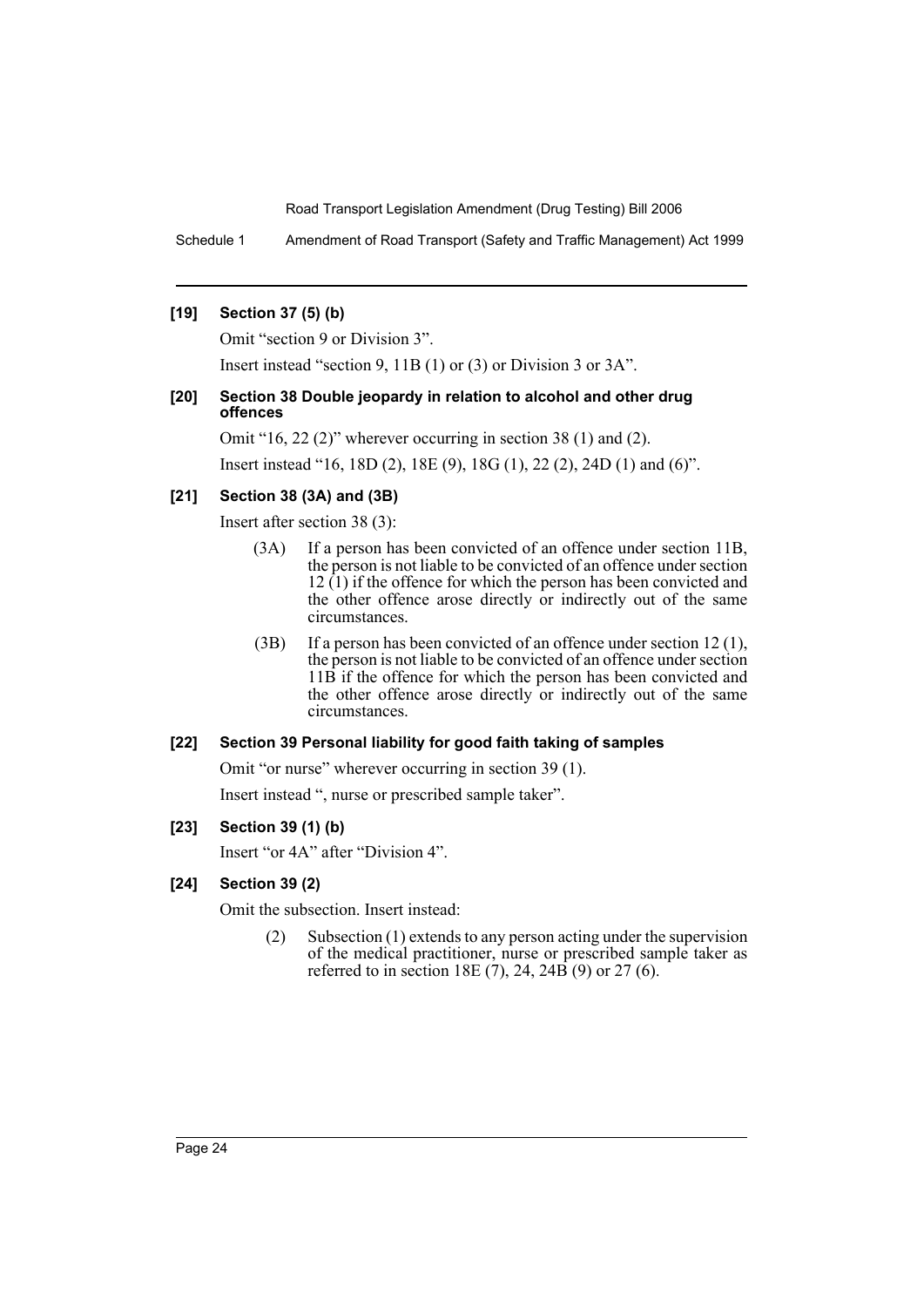**[19] Section 37 (5) (b)**

Omit "section 9 or Division 3".

Insert instead "section 9, 11B (1) or (3) or Division 3 or 3A".

**[20] Section 38 Double jeopardy in relation to alcohol and other drug offences**

Omit "16, 22 (2)" wherever occurring in section 38 (1) and (2).

Insert instead "16, 18D (2), 18E (9), 18G (1), 22 (2), 24D (1) and (6)".

**[21] Section 38 (3A) and (3B)**

Insert after section 38 (3):

> (3A) If a person has been convicted of an offence under section 11B, the person is not liable to be convicted of an offence under section 12 (1) if the offence for which the person has been convicted and the other offence arose directly or indirectly out of the same circumstances.
>
> (3B) If a person has been convicted of an offence under section 12 (1), the person is not liable to be convicted of an offence under section 11B if the offence for which the person has been convicted and the other offence arose directly or indirectly out of the same circumstances.

**[22] Section 39 Personal liability for good faith taking of samples**

Omit "or nurse" wherever occurring in section 39 (1).

Insert instead ", nurse or prescribed sample taker".

**[23] Section 39 (1) (b)**

Insert "or 4A" after "Division 4".

**[24] Section 39 (2)**

Omit the subsection. Insert instead:

> (2) Subsection (1) extends to any person acting under the supervision of the medical practitioner, nurse or prescribed sample taker as referred to in section 18E (7), 24, 24B (9) or 27 (6).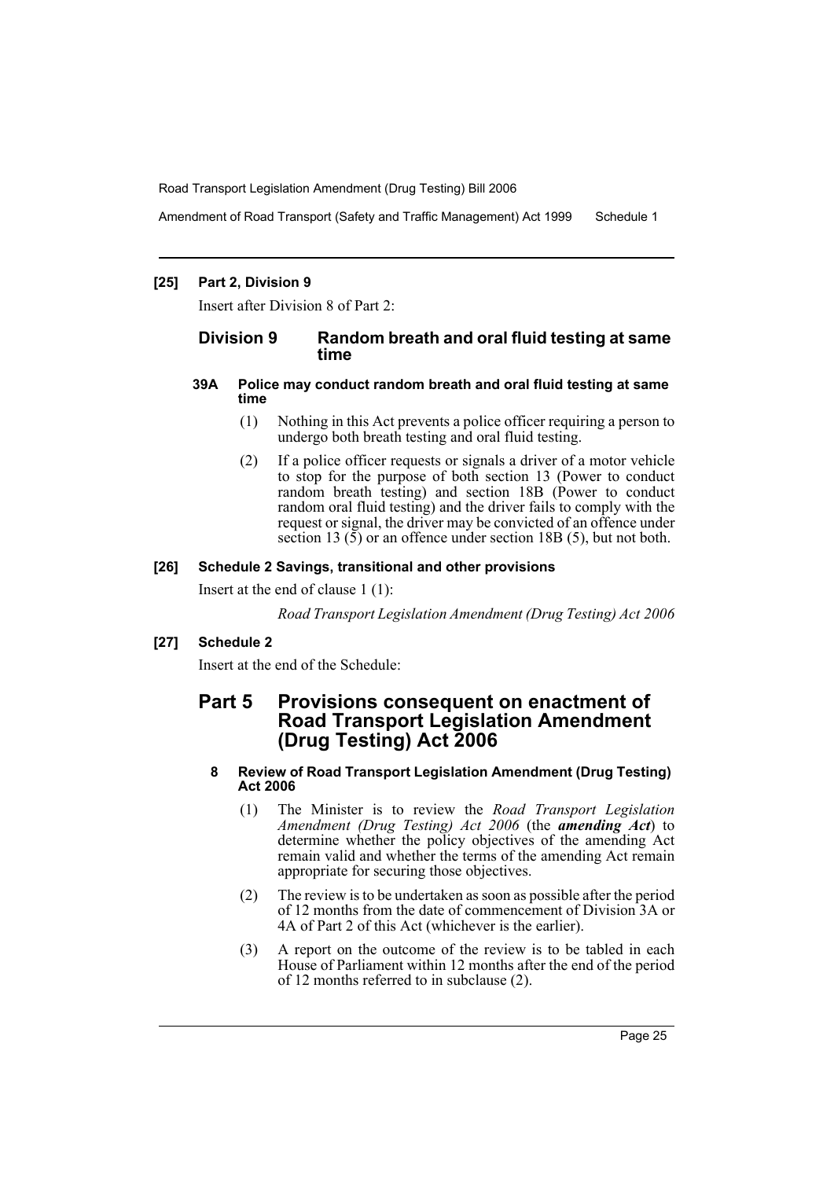**[25] Part 2, Division 9**

Insert after Division 8 of Part 2:

## Division 9 Random breath and oral fluid testing at same time

**39A Police may conduct random breath and oral fluid testing at same time**

(1) Nothing in this Act prevents a police officer requiring a person to undergo both breath testing and oral fluid testing.

(2) If a police officer requests or signals a driver of a motor vehicle to stop for the purpose of both section 13 (Power to conduct random breath testing) and section 18B (Power to conduct random oral fluid testing) and the driver fails to comply with the request or signal, the driver may be convicted of an offence under section 13 (5) or an offence under section 18B (5), but not both.

**[26] Schedule 2 Savings, transitional and other provisions**

Insert at the end of clause 1 (1):

*Road Transport Legislation Amendment (Drug Testing) Act 2006*

**[27] Schedule 2**

Insert at the end of the Schedule:

## Part 5 Provisions consequent on enactment of Road Transport Legislation Amendment (Drug Testing) Act 2006

**8 Review of Road Transport Legislation Amendment (Drug Testing) Act 2006**

(1) The Minister is to review the *Road Transport Legislation Amendment (Drug Testing) Act 2006* (the ***amending Act***) to determine whether the policy objectives of the amending Act remain valid and whether the terms of the amending Act remain appropriate for securing those objectives.

(2) The review is to be undertaken as soon as possible after the period of 12 months from the date of commencement of Division 3A or 4A of Part 2 of this Act (whichever is the earlier).

(3) A report on the outcome of the review is to be tabled in each House of Parliament within 12 months after the end of the period of 12 months referred to in subclause (2).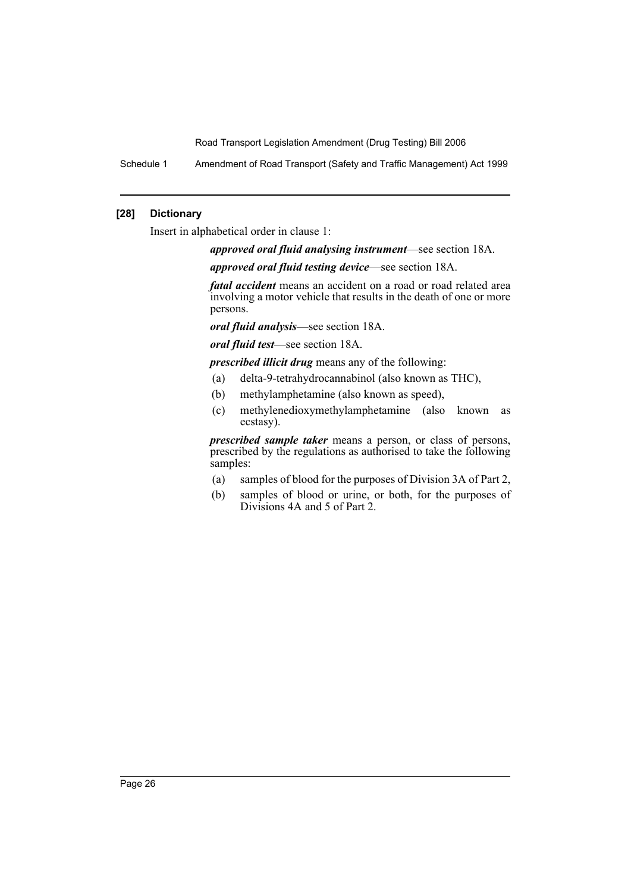### [28] Dictionary

Insert in alphabetical order in clause 1:

> ***approved oral fluid analysing instrument***—see section 18A.
>
> ***approved oral fluid testing device***—see section 18A.
>
> ***fatal accident*** means an accident on a road or road related area involving a motor vehicle that results in the death of one or more persons.
>
> ***oral fluid analysis***—see section 18A.
>
> ***oral fluid test***—see section 18A.
>
> ***prescribed illicit drug*** means any of the following:
>
> (a) delta-9-tetrahydrocannabinol (also known as THC),
>
> (b) methylamphetamine (also known as speed),
>
> (c) methylenedioxymethylamphetamine (also known as ecstasy).
>
> ***prescribed sample taker*** means a person, or class of persons, prescribed by the regulations as authorised to take the following samples:
>
> (a) samples of blood for the purposes of Division 3A of Part 2,
>
> (b) samples of blood or urine, or both, for the purposes of Divisions 4A and 5 of Part 2.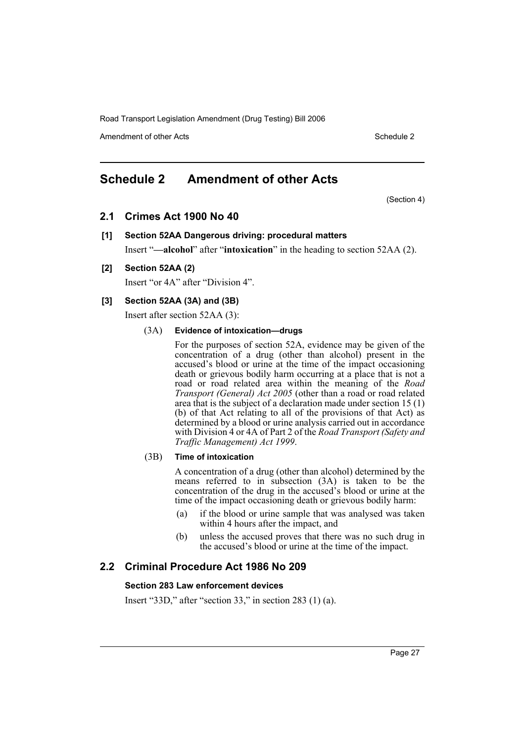# Schedule 2 Amendment of other Acts

(Section 4)

## 2.1 Crimes Act 1900 No 40

### [1] Section 52AA Dangerous driving: procedural matters

Insert "**—alcohol**" after "**intoxication**" in the heading to section 52AA (2).

### [2] Section 52AA (2)

Insert "or 4A" after "Division 4".

### [3] Section 52AA (3A) and (3B)

Insert after section 52AA (3):

(3A) **Evidence of intoxication—drugs**

For the purposes of section 52A, evidence may be given of the concentration of a drug (other than alcohol) present in the accused's blood or urine at the time of the impact occasioning death or grievous bodily harm occurring at a place that is not a road or road related area within the meaning of the *Road Transport (General) Act 2005* (other than a road or road related area that is the subject of a declaration made under section 15 (1) (b) of that Act relating to all of the provisions of that Act) as determined by a blood or urine analysis carried out in accordance with Division 4 or 4A of Part 2 of the *Road Transport (Safety and Traffic Management) Act 1999*.

(3B) **Time of intoxication**

A concentration of a drug (other than alcohol) determined by the means referred to in subsection (3A) is taken to be the concentration of the drug in the accused's blood or urine at the time of the impact occasioning death or grievous bodily harm:

- (a) if the blood or urine sample that was analysed was taken within 4 hours after the impact, and
- (b) unless the accused proves that there was no such drug in the accused's blood or urine at the time of the impact.

## 2.2 Criminal Procedure Act 1986 No 209

### Section 283 Law enforcement devices

Insert "33D," after "section 33," in section 283 (1) (a).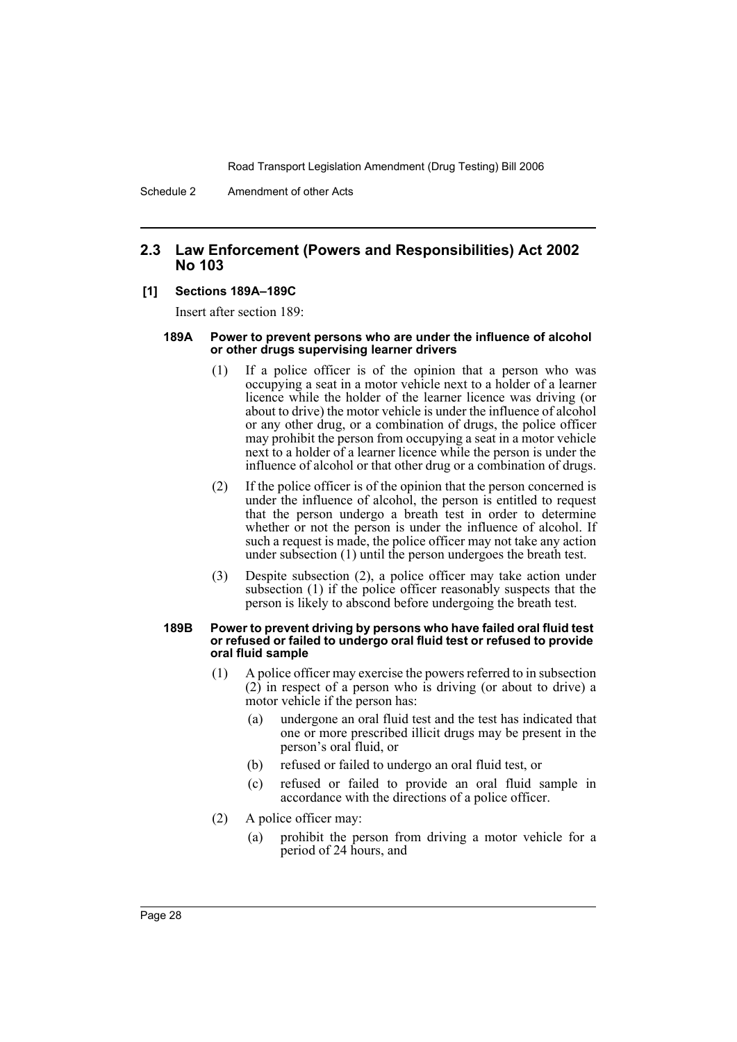## 2.3 Law Enforcement (Powers and Responsibilities) Act 2002 No 103

**[1] Sections 189A–189C**

Insert after section 189:

**189A Power to prevent persons who are under the influence of alcohol or other drugs supervising learner drivers**

(1) If a police officer is of the opinion that a person who was occupying a seat in a motor vehicle next to a holder of a learner licence while the holder of the learner licence was driving (or about to drive) the motor vehicle is under the influence of alcohol or any other drug, or a combination of drugs, the police officer may prohibit the person from occupying a seat in a motor vehicle next to a holder of a learner licence while the person is under the influence of alcohol or that other drug or a combination of drugs.

(2) If the police officer is of the opinion that the person concerned is under the influence of alcohol, the person is entitled to request that the person undergo a breath test in order to determine whether or not the person is under the influence of alcohol. If such a request is made, the police officer may not take any action under subsection (1) until the person undergoes the breath test.

(3) Despite subsection (2), a police officer may take action under subsection (1) if the police officer reasonably suspects that the person is likely to abscond before undergoing the breath test.

**189B Power to prevent driving by persons who have failed oral fluid test or refused or failed to undergo oral fluid test or refused to provide oral fluid sample**

(1) A police officer may exercise the powers referred to in subsection (2) in respect of a person who is driving (or about to drive) a motor vehicle if the person has:

(a) undergone an oral fluid test and the test has indicated that one or more prescribed illicit drugs may be present in the person's oral fluid, or

(b) refused or failed to undergo an oral fluid test, or

(c) refused or failed to provide an oral fluid sample in accordance with the directions of a police officer.

(2) A police officer may:

(a) prohibit the person from driving a motor vehicle for a period of 24 hours, and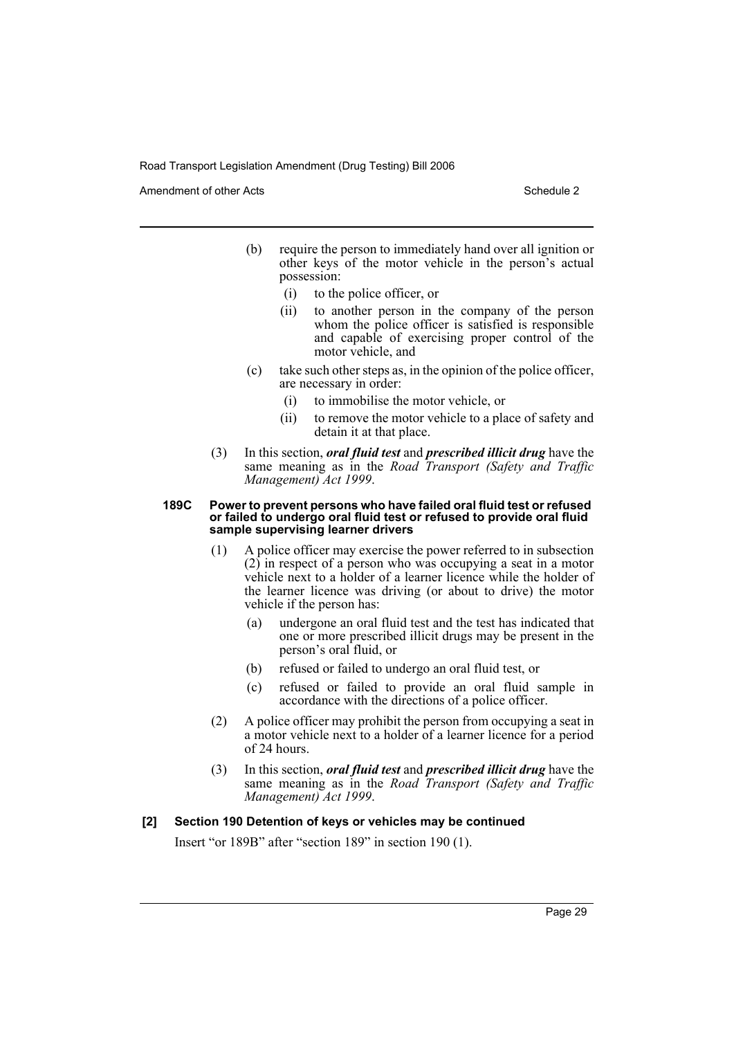(b) require the person to immediately hand over all ignition or other keys of the motor vehicle in the person's actual possession:

(i) to the police officer, or

(ii) to another person in the company of the person whom the police officer is satisfied is responsible and capable of exercising proper control of the motor vehicle, and

(c) take such other steps as, in the opinion of the police officer, are necessary in order:

(i) to immobilise the motor vehicle, or

(ii) to remove the motor vehicle to a place of safety and detain it at that place.

(3) In this section, ***oral fluid test*** and ***prescribed illicit drug*** have the same meaning as in the *Road Transport (Safety and Traffic Management) Act 1999*.

#### 189C Power to prevent persons who have failed oral fluid test or refused or failed to undergo oral fluid test or refused to provide oral fluid sample supervising learner drivers

(1) A police officer may exercise the power referred to in subsection (2) in respect of a person who was occupying a seat in a motor vehicle next to a holder of a learner licence while the holder of the learner licence was driving (or about to drive) the motor vehicle if the person has:

(a) undergone an oral fluid test and the test has indicated that one or more prescribed illicit drugs may be present in the person's oral fluid, or

(b) refused or failed to undergo an oral fluid test, or

(c) refused or failed to provide an oral fluid sample in accordance with the directions of a police officer.

(2) A police officer may prohibit the person from occupying a seat in a motor vehicle next to a holder of a learner licence for a period of 24 hours.

(3) In this section, ***oral fluid test*** and ***prescribed illicit drug*** have the same meaning as in the *Road Transport (Safety and Traffic Management) Act 1999*.

### [2] Section 190 Detention of keys or vehicles may be continued

Insert "or 189B" after "section 189" in section 190 (1).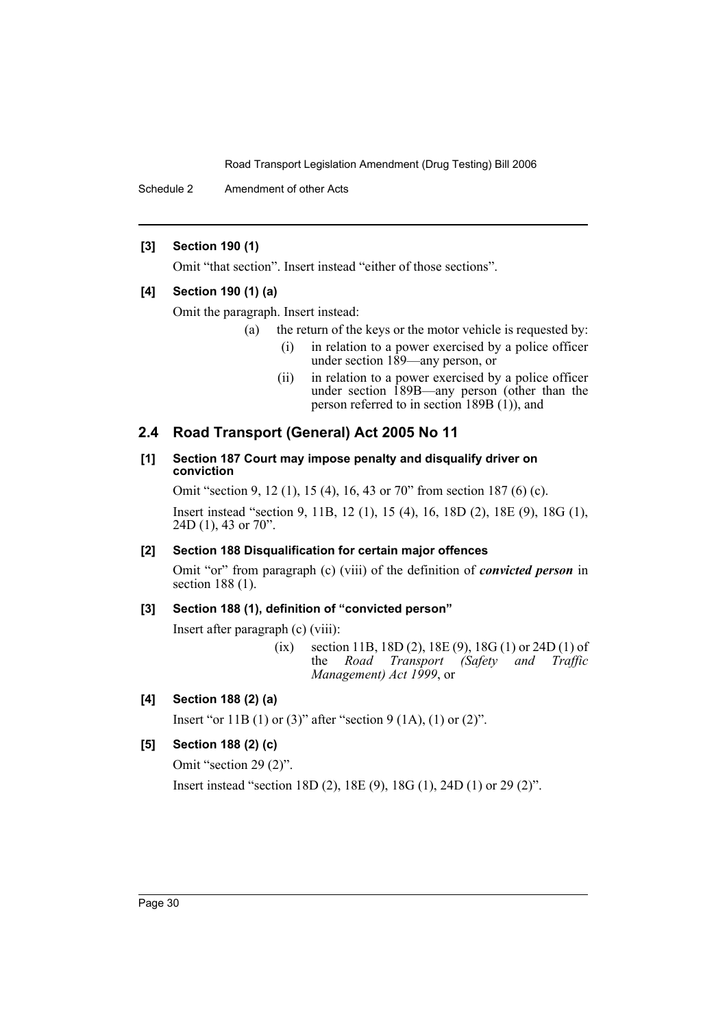**[3] Section 190 (1)**

Omit "that section". Insert instead "either of those sections".

**[4] Section 190 (1) (a)**

Omit the paragraph. Insert instead:

> (a) the return of the keys or the motor vehicle is requested by:
>
> > (i) in relation to a power exercised by a police officer under section 189—any person, or
> >
> > (ii) in relation to a power exercised by a police officer under section 189B—any person (other than the person referred to in section 189B (1)), and

## 2.4 Road Transport (General) Act 2005 No 11

**[1] Section 187 Court may impose penalty and disqualify driver on conviction**

Omit "section 9, 12 (1), 15 (4), 16, 43 or 70" from section 187 (6) (c).

Insert instead "section 9, 11B, 12 (1), 15 (4), 16, 18D (2), 18E (9), 18G (1), 24D (1), 43 or 70".

**[2] Section 188 Disqualification for certain major offences**

Omit "or" from paragraph (c) (viii) of the definition of ***convicted person*** in section 188 (1).

**[3] Section 188 (1), definition of "convicted person"**

Insert after paragraph (c) (viii):

> (ix) section 11B, 18D (2), 18E (9), 18G (1) or 24D (1) of the *Road Transport (Safety and Traffic Management) Act 1999*, or

**[4] Section 188 (2) (a)**

Insert "or 11B (1) or (3)" after "section 9 (1A), (1) or (2)".

**[5] Section 188 (2) (c)**

Omit "section 29 (2)".

Insert instead "section 18D (2), 18E (9), 18G (1), 24D (1) or 29 (2)".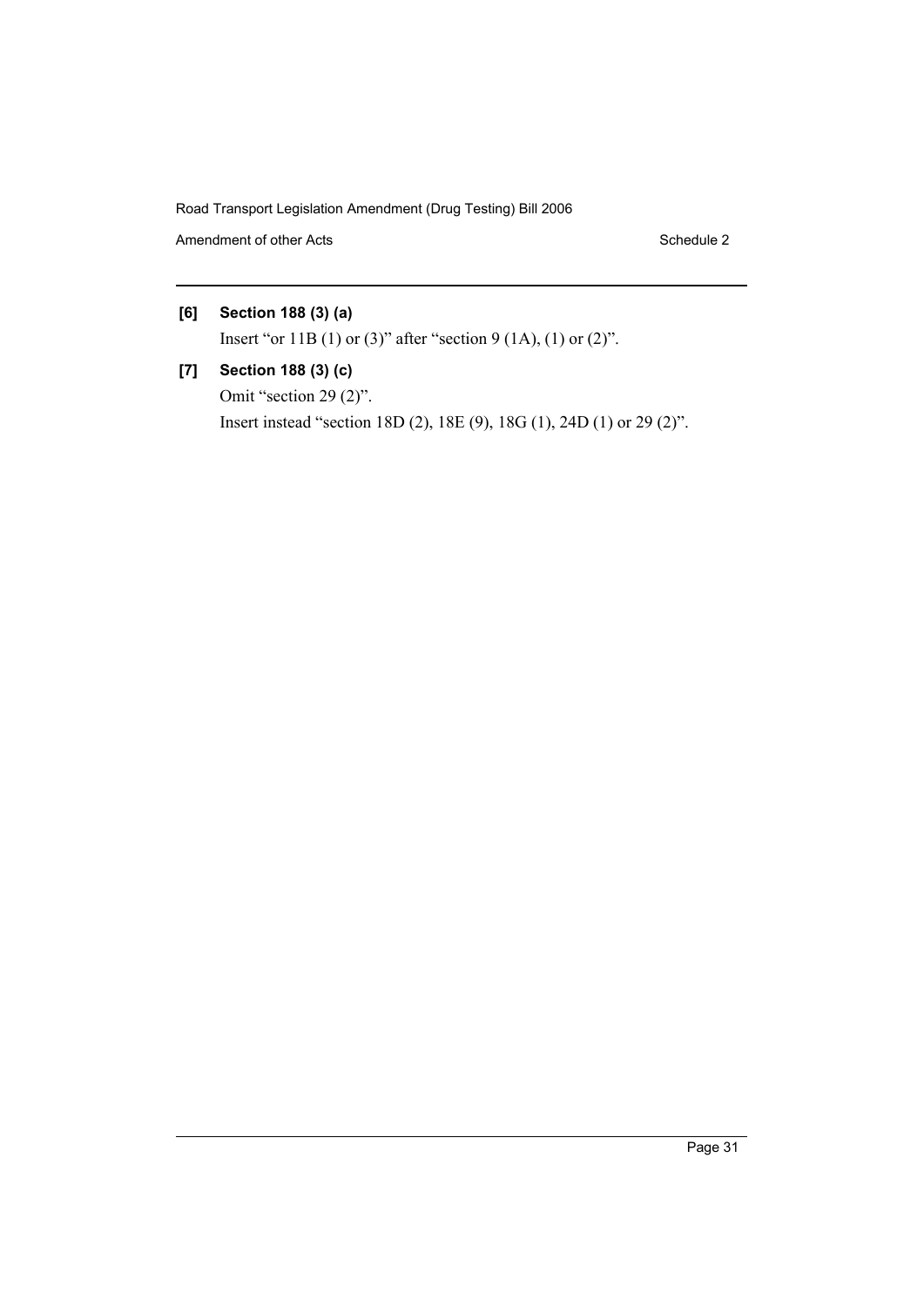**[6] Section 188 (3) (a)**

Insert “or 11B (1) or (3)” after “section 9 (1A), (1) or (2)”.

**[7] Section 188 (3) (c)**

Omit “section 29 (2)”.

Insert instead “section 18D (2), 18E (9), 18G (1), 24D (1) or 29 (2)”.